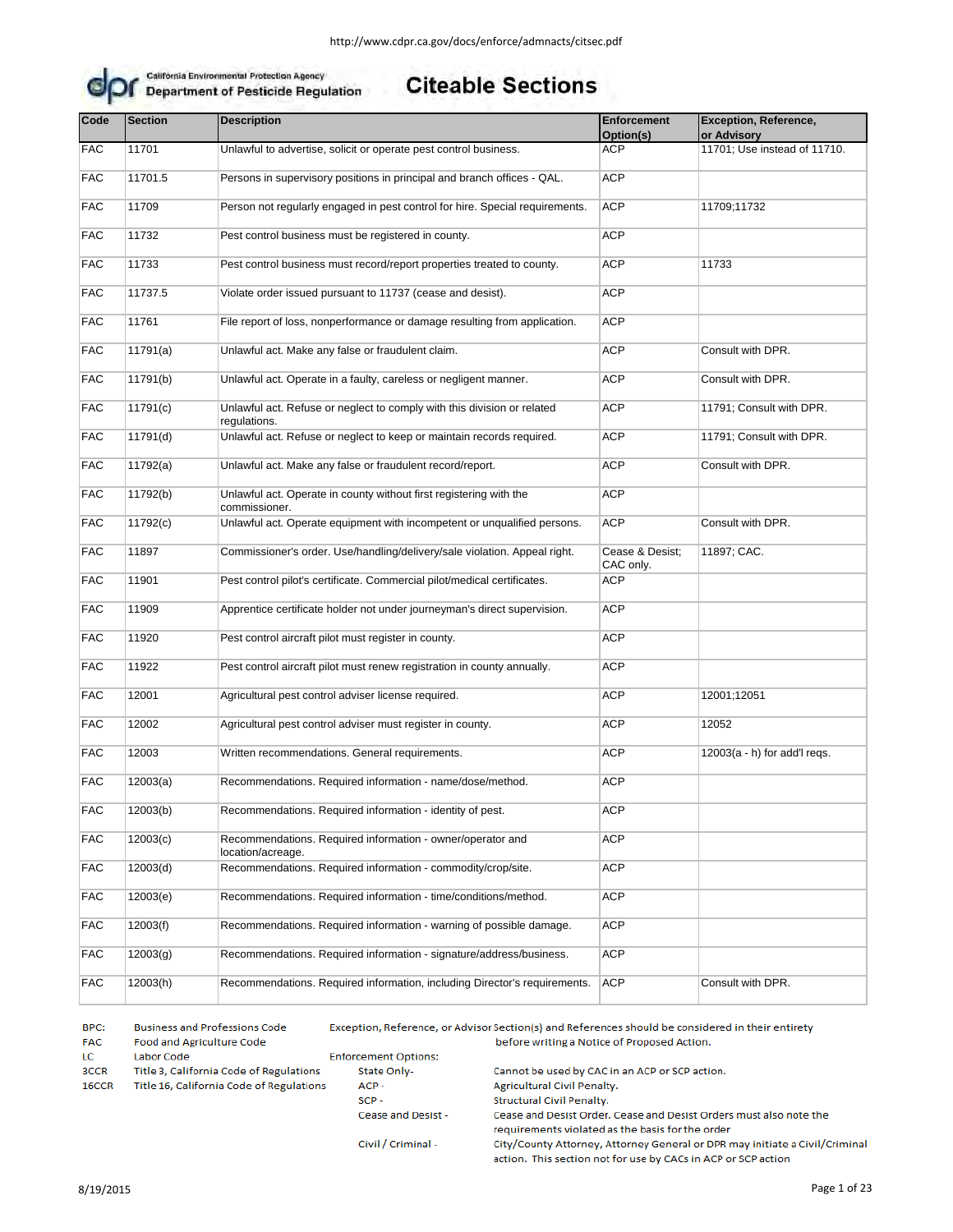http://www.cdpr.ca.gov/docs/enforce/admnacts/citsec.pdf

California Environmental Protection Agency
Department of Pesticide Regulation

# Citeable Sections

| Code | Section | Description | Enforcement Option(s) | Exception, Reference, or Advisory |
|---|---|---|---|---|
| FAC | 11701 | Unlawful to advertise, solicit or operate pest control business. | ACP | 11701; Use instead of 11710. |
| FAC | 11701.5 | Persons in supervisory positions in principal and branch offices - QAL. | ACP | |
| FAC | 11709 | Person not regularly engaged in pest control for hire. Special requirements. | ACP | 11709;11732 |
| FAC | 11732 | Pest control business must be registered in county. | ACP | |
| FAC | 11733 | Pest control business must record/report properties treated to county. | ACP | 11733 |
| FAC | 11737.5 | Violate order issued pursuant to 11737 (cease and desist). | ACP | |
| FAC | 11761 | File report of loss, nonperformance or damage resulting from application. | ACP | |
| FAC | 11791(a) | Unlawful act. Make any false or fraudulent claim. | ACP | Consult with DPR. |
| FAC | 11791(b) | Unlawful act. Operate in a faulty, careless or negligent manner. | ACP | Consult with DPR. |
| FAC | 11791(c) | Unlawful act. Refuse or neglect to comply with this division or related regulations. | ACP | 11791; Consult with DPR. |
| FAC | 11791(d) | Unlawful act. Refuse or neglect to keep or maintain records required. | ACP | 11791; Consult with DPR. |
| FAC | 11792(a) | Unlawful act. Make any false or fraudulent record/report. | ACP | Consult with DPR. |
| FAC | 11792(b) | Unlawful act. Operate in county without first registering with the commissioner. | ACP | |
| FAC | 11792(c) | Unlawful act. Operate equipment with incompetent or unqualified persons. | ACP | Consult with DPR. |
| FAC | 11897 | Commissioner's order. Use/handling/delivery/sale violation. Appeal right. | Cease & Desist; CAC only. | 11897; CAC. |
| FAC | 11901 | Pest control pilot's certificate. Commercial pilot/medical certificates. | ACP | |
| FAC | 11909 | Apprentice certificate holder not under journeyman's direct supervision. | ACP | |
| FAC | 11920 | Pest control aircraft pilot must register in county. | ACP | |
| FAC | 11922 | Pest control aircraft pilot must renew registration in county annually. | ACP | |
| FAC | 12001 | Agricultural pest control adviser license required. | ACP | 12001;12051 |
| FAC | 12002 | Agricultural pest control adviser must register in county. | ACP | 12052 |
| FAC | 12003 | Written recommendations. General requirements. | ACP | 12003(a - h) for add'l reqs. |
| FAC | 12003(a) | Recommendations. Required information - name/dose/method. | ACP | |
| FAC | 12003(b) | Recommendations. Required information - identity of pest. | ACP | |
| FAC | 12003(c) | Recommendations. Required information - owner/operator and location/acreage. | ACP | |
| FAC | 12003(d) | Recommendations. Required information - commodity/crop/site. | ACP | |
| FAC | 12003(e) | Recommendations. Required information - time/conditions/method. | ACP | |
| FAC | 12003(f) | Recommendations. Required information - warning of possible damage. | ACP | |
| FAC | 12003(g) | Recommendations. Required information - signature/address/business. | ACP | |
| FAC | 12003(h) | Recommendations. Required information, including Director's requirements. | ACP | Consult with DPR. |

BPC: Business and Professions Code
FAC: Food and Agriculture Code
LC: Labor Code
3CCR: Title 3, California Code of Regulations
16CCR: Title 16, California Code of Regulations

Exception, Reference, or Advisor Section(s) and References should be considered in their entirety before writing a Notice of Proposed Action.

Enforcement Options:

- State Only- Cannot be used by CAC in an ACP or SCP action.
- ACP - Agricultural Civil Penalty.
- SCP - Structural Civil Penalty.
- Cease and Desist - Cease and Desist Order. Cease and Desist Orders must also note the requirements violated as the basis for the order
- Civil / Criminal - City/County Attorney, Attorney General or DPR may initiate a Civil/Criminal action. This section not for use by CACs in ACP or SCP action

8/19/2015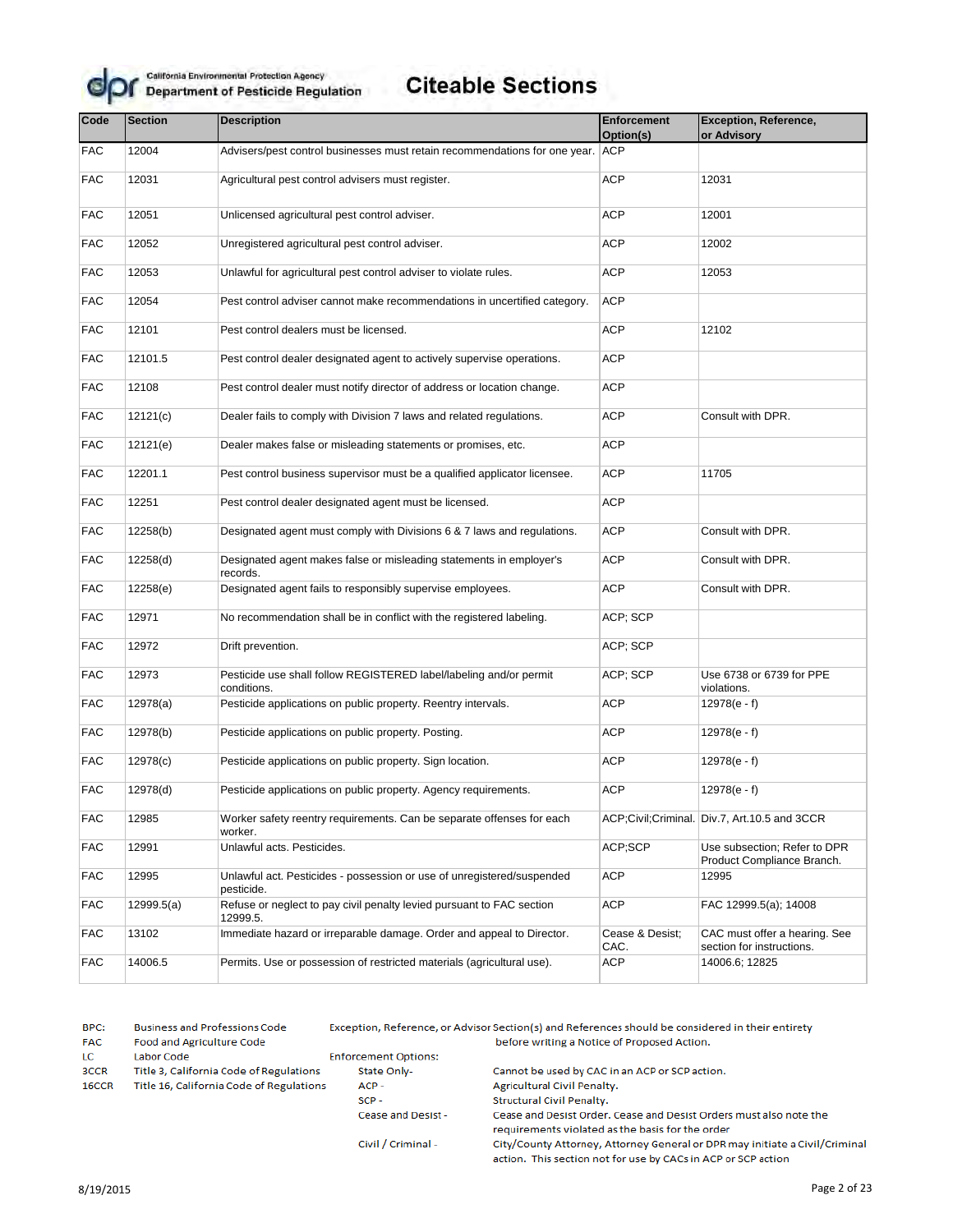California Environmental Protection Agency
Department of Pesticide Regulation

# Citeable Sections

| Code | Section | Description | Enforcement Option(s) | Exception, Reference, or Advisory |
|---|---|---|---|---|
| FAC | 12004 | Advisers/pest control businesses must retain recommendations for one year. | ACP | |
| FAC | 12031 | Agricultural pest control advisers must register. | ACP | 12031 |
| FAC | 12051 | Unlicensed agricultural pest control adviser. | ACP | 12001 |
| FAC | 12052 | Unregistered agricultural pest control adviser. | ACP | 12002 |
| FAC | 12053 | Unlawful for agricultural pest control adviser to violate rules. | ACP | 12053 |
| FAC | 12054 | Pest control adviser cannot make recommendations in uncertified category. | ACP | |
| FAC | 12101 | Pest control dealers must be licensed. | ACP | 12102 |
| FAC | 12101.5 | Pest control dealer designated agent to actively supervise operations. | ACP | |
| FAC | 12108 | Pest control dealer must notify director of address or location change. | ACP | |
| FAC | 12121(c) | Dealer fails to comply with Division 7 laws and related regulations. | ACP | Consult with DPR. |
| FAC | 12121(e) | Dealer makes false or misleading statements or promises, etc. | ACP | |
| FAC | 12201.1 | Pest control business supervisor must be a qualified applicator licensee. | ACP | 11705 |
| FAC | 12251 | Pest control dealer designated agent must be licensed. | ACP | |
| FAC | 12258(b) | Designated agent must comply with Divisions 6 & 7 laws and regulations. | ACP | Consult with DPR. |
| FAC | 12258(d) | Designated agent makes false or misleading statements in employer's records. | ACP | Consult with DPR. |
| FAC | 12258(e) | Designated agent fails to responsibly supervise employees. | ACP | Consult with DPR. |
| FAC | 12971 | No recommendation shall be in conflict with the registered labeling. | ACP; SCP | |
| FAC | 12972 | Drift prevention. | ACP; SCP | |
| FAC | 12973 | Pesticide use shall follow REGISTERED label/labeling and/or permit conditions. | ACP; SCP | Use 6738 or 6739 for PPE violations. |
| FAC | 12978(a) | Pesticide applications on public property. Reentry intervals. | ACP | 12978(e - f) |
| FAC | 12978(b) | Pesticide applications on public property. Posting. | ACP | 12978(e - f) |
| FAC | 12978(c) | Pesticide applications on public property. Sign location. | ACP | 12978(e - f) |
| FAC | 12978(d) | Pesticide applications on public property. Agency requirements. | ACP | 12978(e - f) |
| FAC | 12985 | Worker safety reentry requirements. Can be separate offenses for each worker. | ACP;Civil;Criminal. | Div.7, Art.10.5 and 3CCR |
| FAC | 12991 | Unlawful acts. Pesticides. | ACP;SCP | Use subsection; Refer to DPR Product Compliance Branch. |
| FAC | 12995 | Unlawful act. Pesticides - possession or use of unregistered/suspended pesticide. | ACP | 12995 |
| FAC | 12999.5(a) | Refuse or neglect to pay civil penalty levied pursuant to FAC section 12999.5. | ACP | FAC 12999.5(a); 14008 |
| FAC | 13102 | Immediate hazard or irreparable damage. Order and appeal to Director. | Cease & Desist; CAC. | CAC must offer a hearing. See section for instructions. |
| FAC | 14006.5 | Permits. Use or possession of restricted materials (agricultural use). | ACP | 14006.6; 12825 |

| | |
|---|---|
| BPC: | Business and Professions Code |
| FAC | Food and Agriculture Code |
| LC | Labor Code |
| 3CCR | Title 3, California Code of Regulations |
| 16CCR | Title 16, California Code of Regulations |

Exception, Reference, or Advisor Section(s) and References should be considered in their entirety before writing a Notice of Proposed Action.

Enforcement Options:

| | |
|---|---|
| State Only- | Cannot be used by CAC in an ACP or SCP action. |
| ACP - | Agricultural Civil Penalty. |
| SCP - | Structural Civil Penalty. |
| Cease and Desist - | Cease and Desist Order. Cease and Desist Orders must also note the requirements violated as the basis for the order |
| Civil / Criminal - | City/County Attorney, Attorney General or DPR may initiate a Civil/Criminal action. This section not for use by CACs in ACP or SCP action |

8/19/2015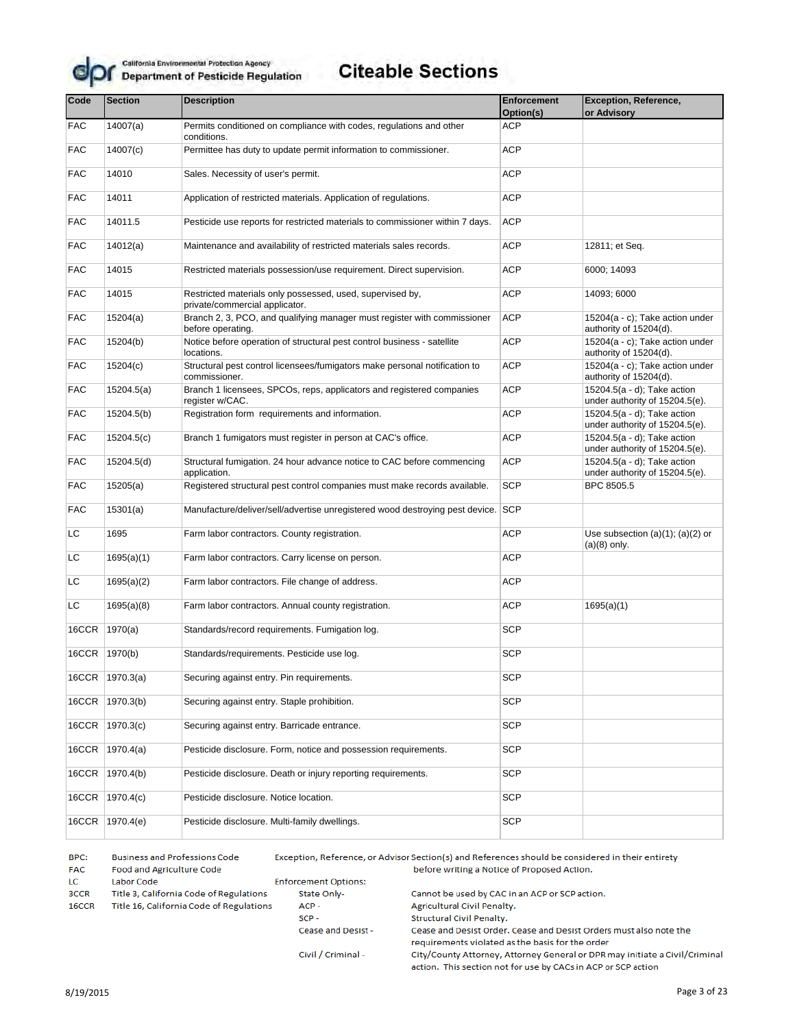California Environmental Protection Agency
Department of Pesticide Regulation

# Citeable Sections

| Code | Section | Description | Enforcement Option(s) | Exception, Reference, or Advisory |
|---|---|---|---|---|
| FAC | 14007(a) | Permits conditioned on compliance with codes, regulations and other conditions. | ACP | |
| FAC | 14007(c) | Permittee has duty to update permit information to commissioner. | ACP | |
| FAC | 14010 | Sales. Necessity of user's permit. | ACP | |
| FAC | 14011 | Application of restricted materials. Application of regulations. | ACP | |
| FAC | 14011.5 | Pesticide use reports for restricted materials to commissioner within 7 days. | ACP | |
| FAC | 14012(a) | Maintenance and availability of restricted materials sales records. | ACP | 12811; et Seq. |
| FAC | 14015 | Restricted materials possession/use requirement. Direct supervision. | ACP | 6000; 14093 |
| FAC | 14015 | Restricted materials only possessed, used, supervised by, private/commercial applicator. | ACP | 14093; 6000 |
| FAC | 15204(a) | Branch 2, 3, PCO, and qualifying manager must register with commissioner before operating. | ACP | 15204(a - c); Take action under authority of 15204(d). |
| FAC | 15204(b) | Notice before operation of structural pest control business - satellite locations. | ACP | 15204(a - c); Take action under authority of 15204(d). |
| FAC | 15204(c) | Structural pest control licensees/fumigators make personal notification to commissioner. | ACP | 15204(a - c); Take action under authority of 15204(d). |
| FAC | 15204.5(a) | Branch 1 licensees, SPCOs, reps, applicators and registered companies register w/CAC. | ACP | 15204.5(a - d); Take action under authority of 15204.5(e). |
| FAC | 15204.5(b) | Registration form requirements and information. | ACP | 15204.5(a - d); Take action under authority of 15204.5(e). |
| FAC | 15204.5(c) | Branch 1 fumigators must register in person at CAC's office. | ACP | 15204.5(a - d); Take action under authority of 15204.5(e). |
| FAC | 15204.5(d) | Structural fumigation. 24 hour advance notice to CAC before commencing application. | ACP | 15204.5(a - d); Take action under authority of 15204.5(e). |
| FAC | 15205(a) | Registered structural pest control companies must make records available. | SCP | BPC 8505.5 |
| FAC | 15301(a) | Manufacture/deliver/sell/advertise unregistered wood destroying pest device. | SCP | |
| LC | 1695 | Farm labor contractors. County registration. | ACP | Use subsection (a)(1); (a)(2) or (a)(8) only. |
| LC | 1695(a)(1) | Farm labor contractors. Carry license on person. | ACP | |
| LC | 1695(a)(2) | Farm labor contractors. File change of address. | ACP | |
| LC | 1695(a)(8) | Farm labor contractors. Annual county registration. | ACP | 1695(a)(1) |
| 16CCR | 1970(a) | Standards/record requirements. Fumigation log. | SCP | |
| 16CCR | 1970(b) | Standards/requirements. Pesticide use log. | SCP | |
| 16CCR | 1970.3(a) | Securing against entry. Pin requirements. | SCP | |
| 16CCR | 1970.3(b) | Securing against entry. Staple prohibition. | SCP | |
| 16CCR | 1970.3(c) | Securing against entry. Barricade entrance. | SCP | |
| 16CCR | 1970.4(a) | Pesticide disclosure. Form, notice and possession requirements. | SCP | |
| 16CCR | 1970.4(b) | Pesticide disclosure. Death or injury reporting requirements. | SCP | |
| 16CCR | 1970.4(c) | Pesticide disclosure. Notice location. | SCP | |
| 16CCR | 1970.4(e) | Pesticide disclosure. Multi-family dwellings. | SCP | |

BPC: Business and Professions Code
FAC: Food and Agriculture Code
LC: Labor Code
3CCR: Title 3, California Code of Regulations
16CCR: Title 16, California Code of Regulations

Exception, Reference, or Advisor Section(s) and References should be considered in their entirety before writing a Notice of Proposed Action.

Enforcement Options:

- State Only- Cannot be used by CAC in an ACP or SCP action.
- ACP - Agricultural Civil Penalty.
- SCP - Structural Civil Penalty.
- Cease and Desist - Cease and Desist Order. Cease and Desist Orders must also note the requirements violated as the basis for the order
- Civil / Criminal - City/County Attorney, Attorney General or DPR may initiate a Civil/Criminal action. This section not for use by CACs in ACP or SCP action

8/19/2015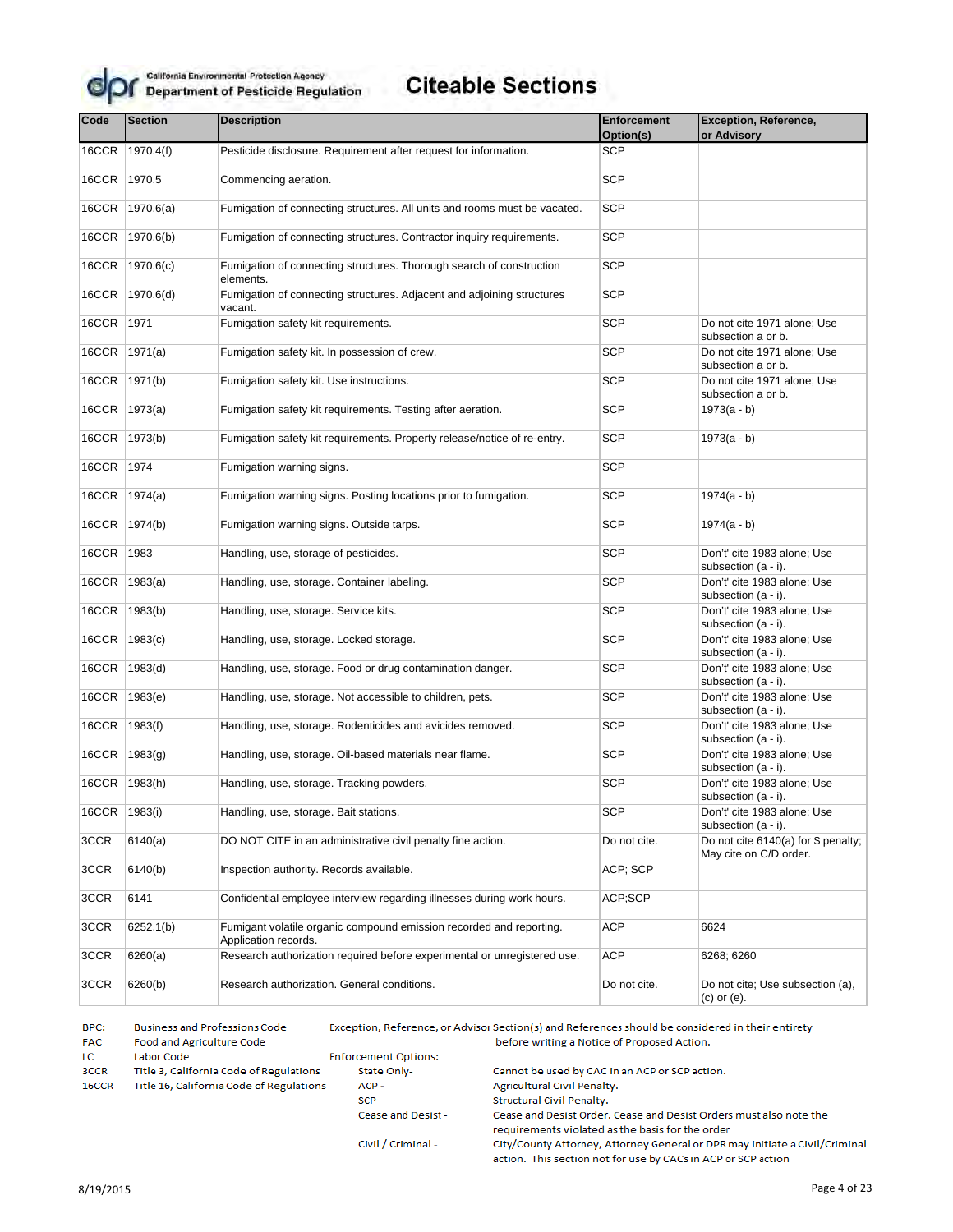California Environmental Protection Agency
Department of Pesticide Regulation

# Citeable Sections

| Code | Section | Description | Enforcement Option(s) | Exception, Reference, or Advisory |
|---|---|---|---|---|
| 16CCR | 1970.4(f) | Pesticide disclosure. Requirement after request for information. | SCP | |
| 16CCR | 1970.5 | Commencing aeration. | SCP | |
| 16CCR | 1970.6(a) | Fumigation of connecting structures. All units and rooms must be vacated. | SCP | |
| 16CCR | 1970.6(b) | Fumigation of connecting structures. Contractor inquiry requirements. | SCP | |
| 16CCR | 1970.6(c) | Fumigation of connecting structures. Thorough search of construction elements. | SCP | |
| 16CCR | 1970.6(d) | Fumigation of connecting structures. Adjacent and adjoining structures vacant. | SCP | |
| 16CCR | 1971 | Fumigation safety kit requirements. | SCP | Do not cite 1971 alone; Use subsection a or b. |
| 16CCR | 1971(a) | Fumigation safety kit. In possession of crew. | SCP | Do not cite 1971 alone; Use subsection a or b. |
| 16CCR | 1971(b) | Fumigation safety kit. Use instructions. | SCP | Do not cite 1971 alone; Use subsection a or b. |
| 16CCR | 1973(a) | Fumigation safety kit requirements. Testing after aeration. | SCP | 1973(a - b) |
| 16CCR | 1973(b) | Fumigation safety kit requirements. Property release/notice of re-entry. | SCP | 1973(a - b) |
| 16CCR | 1974 | Fumigation warning signs. | SCP | |
| 16CCR | 1974(a) | Fumigation warning signs. Posting locations prior to fumigation. | SCP | 1974(a - b) |
| 16CCR | 1974(b) | Fumigation warning signs. Outside tarps. | SCP | 1974(a - b) |
| 16CCR | 1983 | Handling, use, storage of pesticides. | SCP | Don't' cite 1983 alone; Use subsection (a - i). |
| 16CCR | 1983(a) | Handling, use, storage. Container labeling. | SCP | Don't' cite 1983 alone; Use subsection (a - i). |
| 16CCR | 1983(b) | Handling, use, storage. Service kits. | SCP | Don't' cite 1983 alone; Use subsection (a - i). |
| 16CCR | 1983(c) | Handling, use, storage. Locked storage. | SCP | Don't' cite 1983 alone; Use subsection (a - i). |
| 16CCR | 1983(d) | Handling, use, storage. Food or drug contamination danger. | SCP | Don't' cite 1983 alone; Use subsection (a - i). |
| 16CCR | 1983(e) | Handling, use, storage. Not accessible to children, pets. | SCP | Don't' cite 1983 alone; Use subsection (a - i). |
| 16CCR | 1983(f) | Handling, use, storage. Rodenticides and avicides removed. | SCP | Don't' cite 1983 alone; Use subsection (a - i). |
| 16CCR | 1983(g) | Handling, use, storage. Oil-based materials near flame. | SCP | Don't' cite 1983 alone; Use subsection (a - i). |
| 16CCR | 1983(h) | Handling, use, storage. Tracking powders. | SCP | Don't' cite 1983 alone; Use subsection (a - i). |
| 16CCR | 1983(i) | Handling, use, storage. Bait stations. | SCP | Don't' cite 1983 alone; Use subsection (a - i). |
| 3CCR | 6140(a) | DO NOT CITE in an administrative civil penalty fine action. | Do not cite. | Do not cite 6140(a) for $ penalty; May cite on C/D order. |
| 3CCR | 6140(b) | Inspection authority. Records available. | ACP; SCP | |
| 3CCR | 6141 | Confidential employee interview regarding illnesses during work hours. | ACP;SCP | |
| 3CCR | 6252.1(b) | Fumigant volatile organic compound emission recorded and reporting. Application records. | ACP | 6624 |
| 3CCR | 6260(a) | Research authorization required before experimental or unregistered use. | ACP | 6268; 6260 |
| 3CCR | 6260(b) | Research authorization. General conditions. | Do not cite. | Do not cite; Use subsection (a), (c) or (e). |

| | |
|---|---|
| BPC: | Business and Professions Code |
| FAC | Food and Agriculture Code |
| LC | Labor Code |
| 3CCR | Title 3, California Code of Regulations |
| 16CCR | Title 16, California Code of Regulations |

Exception, Reference, or Advisor Section(s) and References should be considered in their entirety before writing a Notice of Proposed Action.

Enforcement Options:

| | |
|---|---|
| State Only- | Cannot be used by CAC in an ACP or SCP action. |
| ACP - | Agricultural Civil Penalty. |
| SCP - | Structural Civil Penalty. |
| Cease and Desist - | Cease and Desist Order. Cease and Desist Orders must also note the requirements violated as the basis for the order |
| Civil / Criminal - | City/County Attorney, Attorney General or DPR may initiate a Civil/Criminal action. This section not for use by CACs in ACP or SCP action |

8/19/2015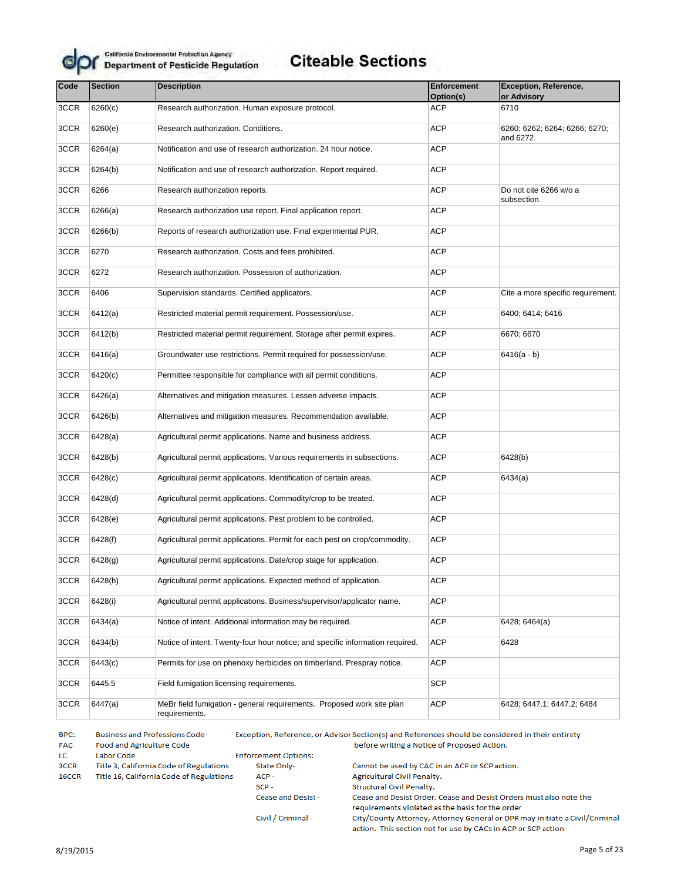# Citeable Sections

California Environmental Protection Agency
Department of Pesticide Regulation

| Code | Section | Description | Enforcement Option(s) | Exception, Reference, or Advisory |
|---|---|---|---|---|
| 3CCR | 6260(c) | Research authorization. Human exposure protocol. | ACP | 6710 |
| 3CCR | 6260(e) | Research authorization. Conditions. | ACP | 6260; 6262; 6264; 6266; 6270; and 6272. |
| 3CCR | 6264(a) | Notification and use of research authorization. 24 hour notice. | ACP | |
| 3CCR | 6264(b) | Notification and use of research authorization. Report required. | ACP | |
| 3CCR | 6266 | Research authorization reports. | ACP | Do not cite 6266 w/o a subsection. |
| 3CCR | 6266(a) | Research authorization use report. Final application report. | ACP | |
| 3CCR | 6266(b) | Reports of research authorization use. Final experimental PUR. | ACP | |
| 3CCR | 6270 | Research authorization. Costs and fees prohibited. | ACP | |
| 3CCR | 6272 | Research authorization. Possession of authorization. | ACP | |
| 3CCR | 6406 | Supervision standards. Certified applicators. | ACP | Cite a more specific requirement. |
| 3CCR | 6412(a) | Restricted material permit requirement. Possession/use. | ACP | 6400; 6414; 6416 |
| 3CCR | 6412(b) | Restricted material permit requirement. Storage after permit expires. | ACP | 6670; 6670 |
| 3CCR | 6416(a) | Groundwater use restrictions. Permit required for possession/use. | ACP | 6416(a - b) |
| 3CCR | 6420(c) | Permittee responsible for compliance with all permit conditions. | ACP | |
| 3CCR | 6426(a) | Alternatives and mitigation measures. Lessen adverse impacts. | ACP | |
| 3CCR | 6426(b) | Alternatives and mitigation measures. Recommendation available. | ACP | |
| 3CCR | 6428(a) | Agricultural permit applications. Name and business address. | ACP | |
| 3CCR | 6428(b) | Agricultural permit applications. Various requirements in subsections. | ACP | 6428(b) |
| 3CCR | 6428(c) | Agricultural permit applications. Identification of certain areas. | ACP | 6434(a) |
| 3CCR | 6428(d) | Agricultural permit applications. Commodity/crop to be treated. | ACP | |
| 3CCR | 6428(e) | Agricultural permit applications. Pest problem to be controlled. | ACP | |
| 3CCR | 6428(f) | Agricultural permit applications. Permit for each pest on crop/commodity. | ACP | |
| 3CCR | 6428(g) | Agricultural permit applications. Date/crop stage for application. | ACP | |
| 3CCR | 6428(h) | Agricultural permit applications. Expected method of application. | ACP | |
| 3CCR | 6428(i) | Agricultural permit applications. Business/supervisor/applicator name. | ACP | |
| 3CCR | 6434(a) | Notice of intent. Additional information may be required. | ACP | 6428; 6464(a) |
| 3CCR | 6434(b) | Notice of intent. Twenty-four hour notice; and specific information required. | ACP | 6428 |
| 3CCR | 6443(c) | Permits for use on phenoxy herbicides on timberland. Prespray notice. | ACP | |
| 3CCR | 6445.5 | Field fumigation licensing requirements. | SCP | |
| 3CCR | 6447(a) | MeBr field fumigation - general requirements. Proposed work site plan requirements. | ACP | 6428; 6447.1; 6447.2; 6484 |

BPC: Business and Professions Code
FAC: Food and Agriculture Code
LC: Labor Code
3CCR: Title 3, California Code of Regulations
16CCR: Title 16, California Code of Regulations

Exception, Reference, or Advisor Section(s) and References should be considered in their entirety before writing a Notice of Proposed Action.

Enforcement Options:

- State Only- Cannot be used by CAC in an ACP or SCP action.
- ACP - Agricultural Civil Penalty.
- SCP - Structural Civil Penalty.
- Cease and Desist - Cease and Desist Order. Cease and Desist Orders must also note the requirements violated as the basis for the order
- Civil / Criminal - City/County Attorney, Attorney General or DPR may initiate a Civil/Criminal action. This section not for use by CACs in ACP or SCP action

8/19/2015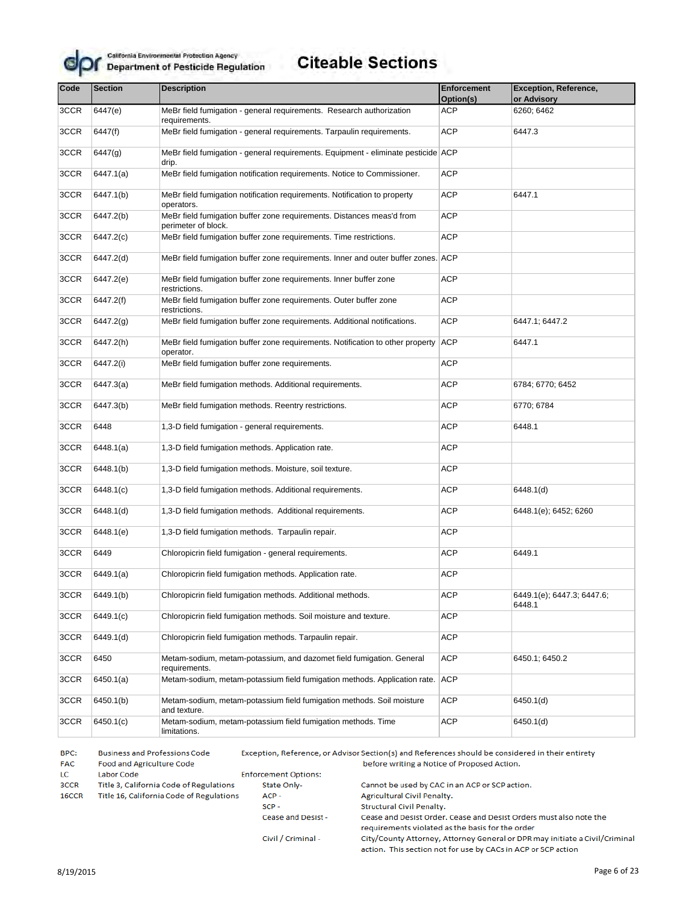California Environmental Protection Agency
Department of Pesticide Regulation

# Citeable Sections

| Code | Section | Description | Enforcement Option(s) | Exception, Reference, or Advisory |
|---|---|---|---|---|
| 3CCR | 6447(e) | MeBr field fumigation - general requirements. Research authorization requirements. | ACP | 6260; 6462 |
| 3CCR | 6447(f) | MeBr field fumigation - general requirements. Tarpaulin requirements. | ACP | 6447.3 |
| 3CCR | 6447(g) | MeBr field fumigation - general requirements. Equipment - eliminate pesticide drip. | ACP | |
| 3CCR | 6447.1(a) | MeBr field fumigation notification requirements. Notice to Commissioner. | ACP | |
| 3CCR | 6447.1(b) | MeBr field fumigation notification requirements. Notification to property operators. | ACP | 6447.1 |
| 3CCR | 6447.2(b) | MeBr field fumigation buffer zone requirements. Distances meas'd from perimeter of block. | ACP | |
| 3CCR | 6447.2(c) | MeBr field fumigation buffer zone requirements. Time restrictions. | ACP | |
| 3CCR | 6447.2(d) | MeBr field fumigation buffer zone requirements. Inner and outer buffer zones. | ACP | |
| 3CCR | 6447.2(e) | MeBr field fumigation buffer zone requirements. Inner buffer zone restrictions. | ACP | |
| 3CCR | 6447.2(f) | MeBr field fumigation buffer zone requirements. Outer buffer zone restrictions. | ACP | |
| 3CCR | 6447.2(g) | MeBr field fumigation buffer zone requirements. Additional notifications. | ACP | 6447.1; 6447.2 |
| 3CCR | 6447.2(h) | MeBr field fumigation buffer zone requirements. Notification to other property operator. | ACP | 6447.1 |
| 3CCR | 6447.2(i) | MeBr field fumigation buffer zone requirements. | ACP | |
| 3CCR | 6447.3(a) | MeBr field fumigation methods. Additional requirements. | ACP | 6784; 6770; 6452 |
| 3CCR | 6447.3(b) | MeBr field fumigation methods. Reentry restrictions. | ACP | 6770; 6784 |
| 3CCR | 6448 | 1,3-D field fumigation - general requirements. | ACP | 6448.1 |
| 3CCR | 6448.1(a) | 1,3-D field fumigation methods. Application rate. | ACP | |
| 3CCR | 6448.1(b) | 1,3-D field fumigation methods. Moisture, soil texture. | ACP | |
| 3CCR | 6448.1(c) | 1,3-D field fumigation methods. Additional requirements. | ACP | 6448.1(d) |
| 3CCR | 6448.1(d) | 1,3-D field fumigation methods. Additional requirements. | ACP | 6448.1(e); 6452; 6260 |
| 3CCR | 6448.1(e) | 1,3-D field fumigation methods. Tarpaulin repair. | ACP | |
| 3CCR | 6449 | Chloropicrin field fumigation - general requirements. | ACP | 6449.1 |
| 3CCR | 6449.1(a) | Chloropicrin field fumigation methods. Application rate. | ACP | |
| 3CCR | 6449.1(b) | Chloropicrin field fumigation methods. Additional methods. | ACP | 6449.1(e); 6447.3; 6447.6; 6448.1 |
| 3CCR | 6449.1(c) | Chloropicrin field fumigation methods. Soil moisture and texture. | ACP | |
| 3CCR | 6449.1(d) | Chloropicrin field fumigation methods. Tarpaulin repair. | ACP | |
| 3CCR | 6450 | Metam-sodium, metam-potassium, and dazomet field fumigation. General requirements. | ACP | 6450.1; 6450.2 |
| 3CCR | 6450.1(a) | Metam-sodium, metam-potassium field fumigation methods. Application rate. | ACP | |
| 3CCR | 6450.1(b) | Metam-sodium, metam-potassium field fumigation methods. Soil moisture and texture. | ACP | 6450.1(d) |
| 3CCR | 6450.1(c) | Metam-sodium, metam-potassium field fumigation methods. Time limitations. | ACP | 6450.1(d) |

BPC: Business and Professions Code
FAC: Food and Agriculture Code
LC: Labor Code
3CCR: Title 3, California Code of Regulations
16CCR: Title 16, California Code of Regulations

Exception, Reference, or Advisor Section(s) and References should be considered in their entirety before writing a Notice of Proposed Action.

Enforcement Options:

- State Only- Cannot be used by CAC in an ACP or SCP action.
- ACP - Agricultural Civil Penalty.
- SCP - Structural Civil Penalty.
- Cease and Desist - Cease and Desist Order. Cease and Desist Orders must also note the requirements violated as the basis for the order
- Civil / Criminal - City/County Attorney, Attorney General or DPR may initiate a Civil/Criminal action. This section not for use by CACs in ACP or SCP action

8/19/2015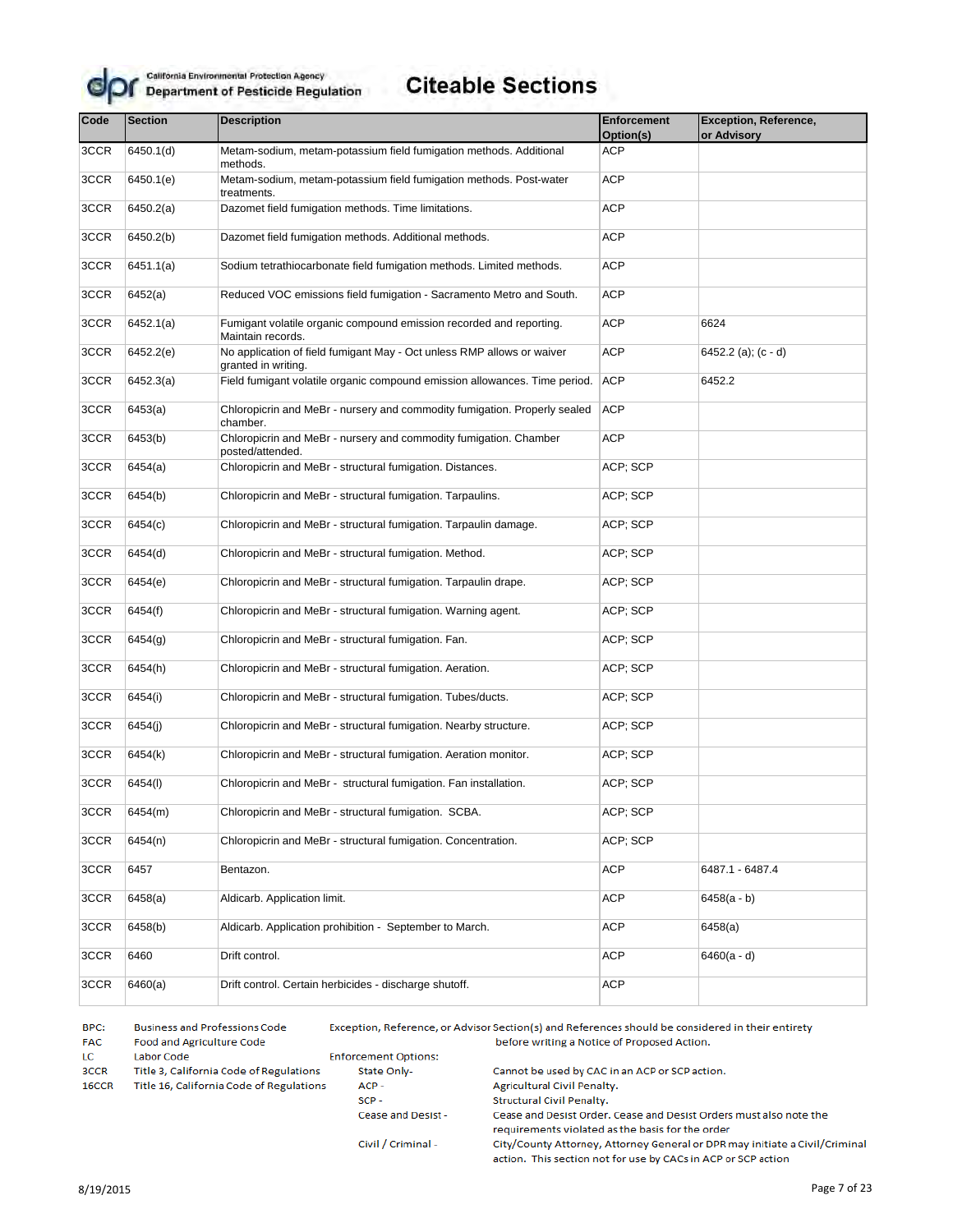# Citeable Sections

| Code | Section | Description | Enforcement Option(s) | Exception, Reference, or Advisory |
|---|---|---|---|---|
| 3CCR | 6450.1(d) | Metam-sodium, metam-potassium field fumigation methods. Additional methods. | ACP | |
| 3CCR | 6450.1(e) | Metam-sodium, metam-potassium field fumigation methods. Post-water treatments. | ACP | |
| 3CCR | 6450.2(a) | Dazomet field fumigation methods. Time limitations. | ACP | |
| 3CCR | 6450.2(b) | Dazomet field fumigation methods. Additional methods. | ACP | |
| 3CCR | 6451.1(a) | Sodium tetrathiocarbonate field fumigation methods. Limited methods. | ACP | |
| 3CCR | 6452(a) | Reduced VOC emissions field fumigation - Sacramento Metro and South. | ACP | |
| 3CCR | 6452.1(a) | Fumigant volatile organic compound emission recorded and reporting. Maintain records. | ACP | 6624 |
| 3CCR | 6452.2(e) | No application of field fumigant May - Oct unless RMP allows or waiver granted in writing. | ACP | 6452.2 (a); (c - d) |
| 3CCR | 6452.3(a) | Field fumigant volatile organic compound emission allowances. Time period. | ACP | 6452.2 |
| 3CCR | 6453(a) | Chloropicrin and MeBr - nursery and commodity fumigation. Properly sealed chamber. | ACP | |
| 3CCR | 6453(b) | Chloropicrin and MeBr - nursery and commodity fumigation. Chamber posted/attended. | ACP | |
| 3CCR | 6454(a) | Chloropicrin and MeBr - structural fumigation. Distances. | ACP; SCP | |
| 3CCR | 6454(b) | Chloropicrin and MeBr - structural fumigation. Tarpaulins. | ACP; SCP | |
| 3CCR | 6454(c) | Chloropicrin and MeBr - structural fumigation. Tarpaulin damage. | ACP; SCP | |
| 3CCR | 6454(d) | Chloropicrin and MeBr - structural fumigation. Method. | ACP; SCP | |
| 3CCR | 6454(e) | Chloropicrin and MeBr - structural fumigation. Tarpaulin drape. | ACP; SCP | |
| 3CCR | 6454(f) | Chloropicrin and MeBr - structural fumigation. Warning agent. | ACP; SCP | |
| 3CCR | 6454(g) | Chloropicrin and MeBr - structural fumigation. Fan. | ACP; SCP | |
| 3CCR | 6454(h) | Chloropicrin and MeBr - structural fumigation. Aeration. | ACP; SCP | |
| 3CCR | 6454(i) | Chloropicrin and MeBr - structural fumigation. Tubes/ducts. | ACP; SCP | |
| 3CCR | 6454(j) | Chloropicrin and MeBr - structural fumigation. Nearby structure. | ACP; SCP | |
| 3CCR | 6454(k) | Chloropicrin and MeBr - structural fumigation. Aeration monitor. | ACP; SCP | |
| 3CCR | 6454(l) | Chloropicrin and MeBr - structural fumigation. Fan installation. | ACP; SCP | |
| 3CCR | 6454(m) | Chloropicrin and MeBr - structural fumigation. SCBA. | ACP; SCP | |
| 3CCR | 6454(n) | Chloropicrin and MeBr - structural fumigation. Concentration. | ACP; SCP | |
| 3CCR | 6457 | Bentazon. | ACP | 6487.1 - 6487.4 |
| 3CCR | 6458(a) | Aldicarb. Application limit. | ACP | 6458(a - b) |
| 3CCR | 6458(b) | Aldicarb. Application prohibition - September to March. | ACP | 6458(a) |
| 3CCR | 6460 | Drift control. | ACP | 6460(a - d) |
| 3CCR | 6460(a) | Drift control. Certain herbicides - discharge shutoff. | ACP | |

BPC: Business and Professions Code
FAC: Food and Agriculture Code
LC: Labor Code
3CCR: Title 3, California Code of Regulations
16CCR: Title 16, California Code of Regulations

Exception, Reference, or Advisor Section(s) and References should be considered in their entirety before writing a Notice of Proposed Action.

Enforcement Options:

- State Only- Cannot be used by CAC in an ACP or SCP action.
- ACP - Agricultural Civil Penalty.
- SCP - Structural Civil Penalty.
- Cease and Desist - Cease and Desist Order. Cease and Desist Orders must also note the requirements violated as the basis for the order
- Civil / Criminal - City/County Attorney, Attorney General or DPR may initiate a Civil/Criminal action. This section not for use by CACs in ACP or SCP action

8/19/2015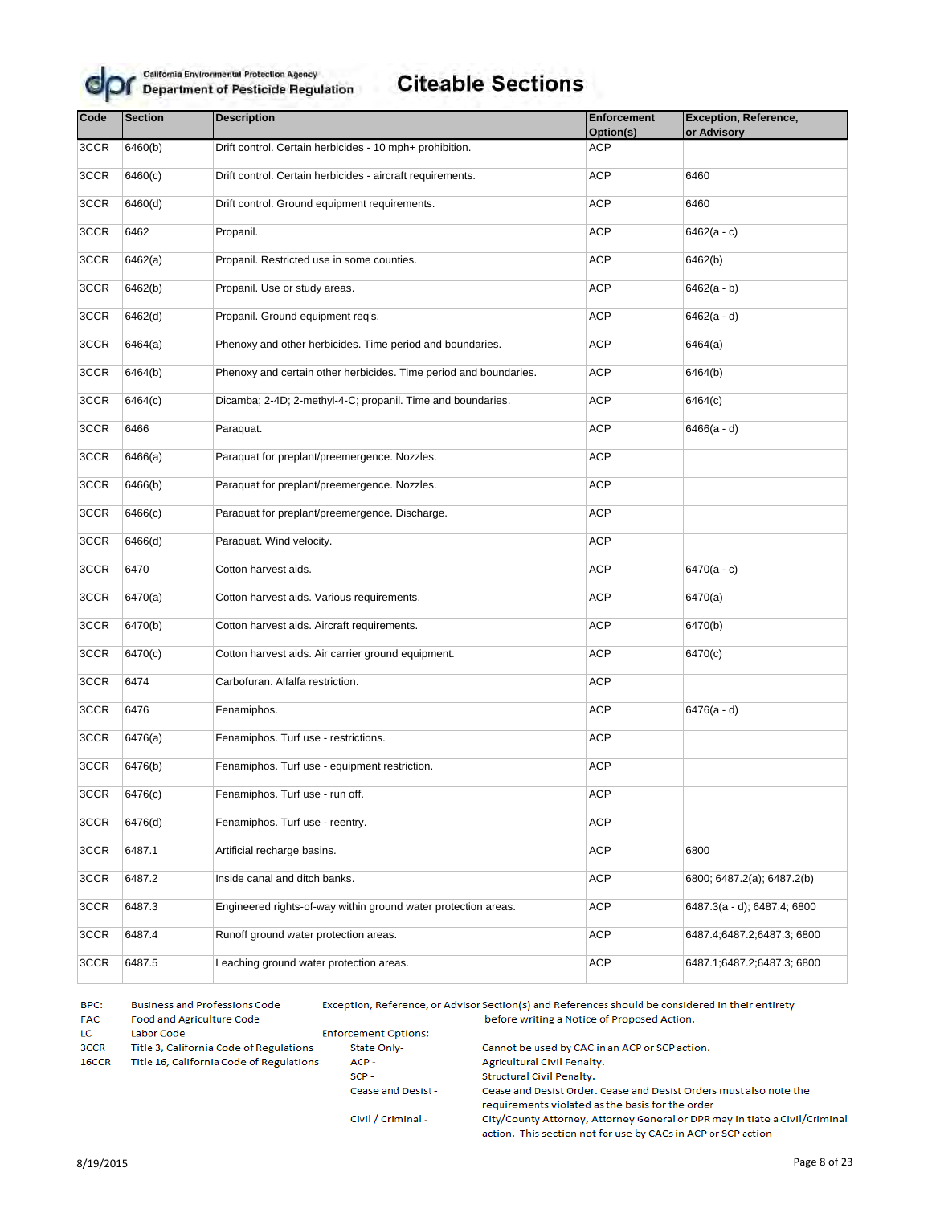# Citeable Sections

California Environmental Protection Agency
Department of Pesticide Regulation

| Code | Section | Description | Enforcement Option(s) | Exception, Reference, or Advisory |
|---|---|---|---|---|
| 3CCR | 6460(b) | Drift control. Certain herbicides - 10 mph+ prohibition. | ACP | |
| 3CCR | 6460(c) | Drift control. Certain herbicides - aircraft requirements. | ACP | 6460 |
| 3CCR | 6460(d) | Drift control. Ground equipment requirements. | ACP | 6460 |
| 3CCR | 6462 | Propanil. | ACP | 6462(a - c) |
| 3CCR | 6462(a) | Propanil. Restricted use in some counties. | ACP | 6462(b) |
| 3CCR | 6462(b) | Propanil. Use or study areas. | ACP | 6462(a - b) |
| 3CCR | 6462(d) | Propanil. Ground equipment req's. | ACP | 6462(a - d) |
| 3CCR | 6464(a) | Phenoxy and other herbicides. Time period and boundaries. | ACP | 6464(a) |
| 3CCR | 6464(b) | Phenoxy and certain other herbicides. Time period and boundaries. | ACP | 6464(b) |
| 3CCR | 6464(c) | Dicamba; 2-4D; 2-methyl-4-C; propanil. Time and boundaries. | ACP | 6464(c) |
| 3CCR | 6466 | Paraquat. | ACP | 6466(a - d) |
| 3CCR | 6466(a) | Paraquat for preplant/preemergence. Nozzles. | ACP | |
| 3CCR | 6466(b) | Paraquat for preplant/preemergence. Nozzles. | ACP | |
| 3CCR | 6466(c) | Paraquat for preplant/preemergence. Discharge. | ACP | |
| 3CCR | 6466(d) | Paraquat. Wind velocity. | ACP | |
| 3CCR | 6470 | Cotton harvest aids. | ACP | 6470(a - c) |
| 3CCR | 6470(a) | Cotton harvest aids. Various requirements. | ACP | 6470(a) |
| 3CCR | 6470(b) | Cotton harvest aids. Aircraft requirements. | ACP | 6470(b) |
| 3CCR | 6470(c) | Cotton harvest aids. Air carrier ground equipment. | ACP | 6470(c) |
| 3CCR | 6474 | Carbofuran. Alfalfa restriction. | ACP | |
| 3CCR | 6476 | Fenamiphos. | ACP | 6476(a - d) |
| 3CCR | 6476(a) | Fenamiphos. Turf use - restrictions. | ACP | |
| 3CCR | 6476(b) | Fenamiphos. Turf use - equipment restriction. | ACP | |
| 3CCR | 6476(c) | Fenamiphos. Turf use - run off. | ACP | |
| 3CCR | 6476(d) | Fenamiphos. Turf use - reentry. | ACP | |
| 3CCR | 6487.1 | Artificial recharge basins. | ACP | 6800 |
| 3CCR | 6487.2 | Inside canal and ditch banks. | ACP | 6800; 6487.2(a); 6487.2(b) |
| 3CCR | 6487.3 | Engineered rights-of-way within ground water protection areas. | ACP | 6487.3(a - d); 6487.4; 6800 |
| 3CCR | 6487.4 | Runoff ground water protection areas. | ACP | 6487.4;6487.2;6487.3; 6800 |
| 3CCR | 6487.5 | Leaching ground water protection areas. | ACP | 6487.1;6487.2;6487.3; 6800 |

BPC: Business and Professions Code
FAC Food and Agriculture Code
LC Labor Code
3CCR Title 3, California Code of Regulations
16CCR Title 16, California Code of Regulations

Exception, Reference, or Advisor Section(s) and References should be considered in their entirety before writing a Notice of Proposed Action.

Enforcement Options:

- State Only- Cannot be used by CAC in an ACP or SCP action.
- ACP - Agricultural Civil Penalty.
- SCP - Structural Civil Penalty.
- Cease and Desist - Cease and Desist Order. Cease and Desist Orders must also note the requirements violated as the basis for the order
- Civil / Criminal - City/County Attorney, Attorney General or DPR may initiate a Civil/Criminal action. This section not for use by CACs in ACP or SCP action

8/19/2015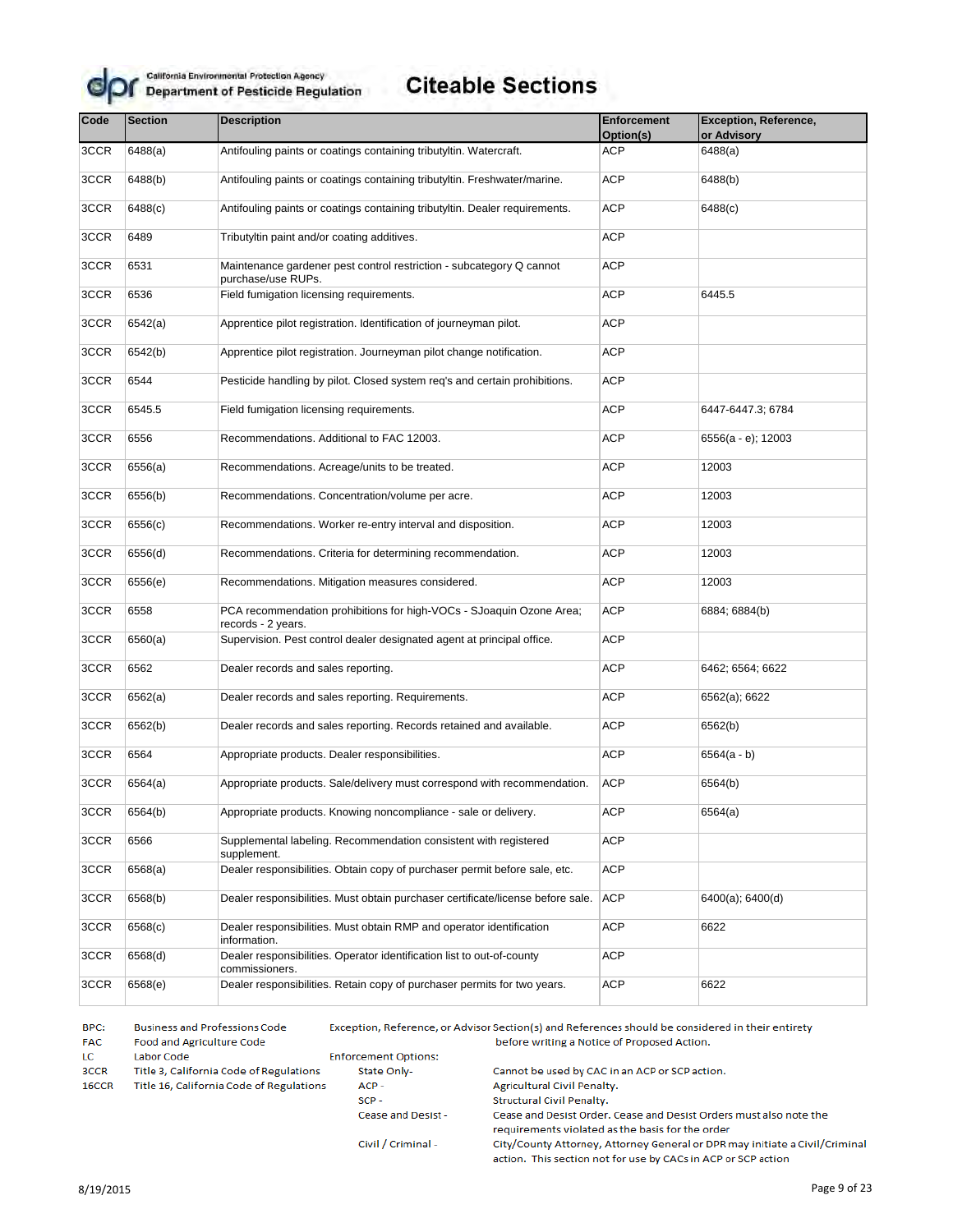# Citeable Sections

California Environmental Protection Agency
Department of Pesticide Regulation

| Code | Section | Description | Enforcement Option(s) | Exception, Reference, or Advisory |
|---|---|---|---|---|
| 3CCR | 6488(a) | Antifouling paints or coatings containing tributyltin. Watercraft. | ACP | 6488(a) |
| 3CCR | 6488(b) | Antifouling paints or coatings containing tributyltin. Freshwater/marine. | ACP | 6488(b) |
| 3CCR | 6488(c) | Antifouling paints or coatings containing tributyltin. Dealer requirements. | ACP | 6488(c) |
| 3CCR | 6489 | Tributyltin paint and/or coating additives. | ACP | |
| 3CCR | 6531 | Maintenance gardener pest control restriction - subcategory Q cannot purchase/use RUPs. | ACP | |
| 3CCR | 6536 | Field fumigation licensing requirements. | ACP | 6445.5 |
| 3CCR | 6542(a) | Apprentice pilot registration. Identification of journeyman pilot. | ACP | |
| 3CCR | 6542(b) | Apprentice pilot registration. Journeyman pilot change notification. | ACP | |
| 3CCR | 6544 | Pesticide handling by pilot. Closed system req's and certain prohibitions. | ACP | |
| 3CCR | 6545.5 | Field fumigation licensing requirements. | ACP | 6447-6447.3; 6784 |
| 3CCR | 6556 | Recommendations. Additional to FAC 12003. | ACP | 6556(a - e); 12003 |
| 3CCR | 6556(a) | Recommendations. Acreage/units to be treated. | ACP | 12003 |
| 3CCR | 6556(b) | Recommendations. Concentration/volume per acre. | ACP | 12003 |
| 3CCR | 6556(c) | Recommendations. Worker re-entry interval and disposition. | ACP | 12003 |
| 3CCR | 6556(d) | Recommendations. Criteria for determining recommendation. | ACP | 12003 |
| 3CCR | 6556(e) | Recommendations. Mitigation measures considered. | ACP | 12003 |
| 3CCR | 6558 | PCA recommendation prohibitions for high-VOCs - SJoaquin Ozone Area; records - 2 years. | ACP | 6884; 6884(b) |
| 3CCR | 6560(a) | Supervision. Pest control dealer designated agent at principal office. | ACP | |
| 3CCR | 6562 | Dealer records and sales reporting. | ACP | 6462; 6564; 6622 |
| 3CCR | 6562(a) | Dealer records and sales reporting. Requirements. | ACP | 6562(a); 6622 |
| 3CCR | 6562(b) | Dealer records and sales reporting. Records retained and available. | ACP | 6562(b) |
| 3CCR | 6564 | Appropriate products. Dealer responsibilities. | ACP | 6564(a - b) |
| 3CCR | 6564(a) | Appropriate products. Sale/delivery must correspond with recommendation. | ACP | 6564(b) |
| 3CCR | 6564(b) | Appropriate products. Knowing noncompliance - sale or delivery. | ACP | 6564(a) |
| 3CCR | 6566 | Supplemental labeling. Recommendation consistent with registered supplement. | ACP | |
| 3CCR | 6568(a) | Dealer responsibilities. Obtain copy of purchaser permit before sale, etc. | ACP | |
| 3CCR | 6568(b) | Dealer responsibilities. Must obtain purchaser certificate/license before sale. | ACP | 6400(a); 6400(d) |
| 3CCR | 6568(c) | Dealer responsibilities. Must obtain RMP and operator identification information. | ACP | 6622 |
| 3CCR | 6568(d) | Dealer responsibilities. Operator identification list to out-of-county commissioners. | ACP | |
| 3CCR | 6568(e) | Dealer responsibilities. Retain copy of purchaser permits for two years. | ACP | 6622 |

BPC: Business and Professions Code
FAC: Food and Agriculture Code
LC: Labor Code
3CCR: Title 3, California Code of Regulations
16CCR: Title 16, California Code of Regulations

Exception, Reference, or Advisor Section(s) and References should be considered in their entirety before writing a Notice of Proposed Action.

Enforcement Options:
- State Only- Cannot be used by CAC in an ACP or SCP action.
- ACP - Agricultural Civil Penalty.
- SCP - Structural Civil Penalty.
- Cease and Desist - Cease and Desist Order. Cease and Desist Orders must also note the requirements violated as the basis for the order
- Civil / Criminal - City/County Attorney, Attorney General or DPR may initiate a Civil/Criminal action. This section not for use by CACs in ACP or SCP action

8/19/2015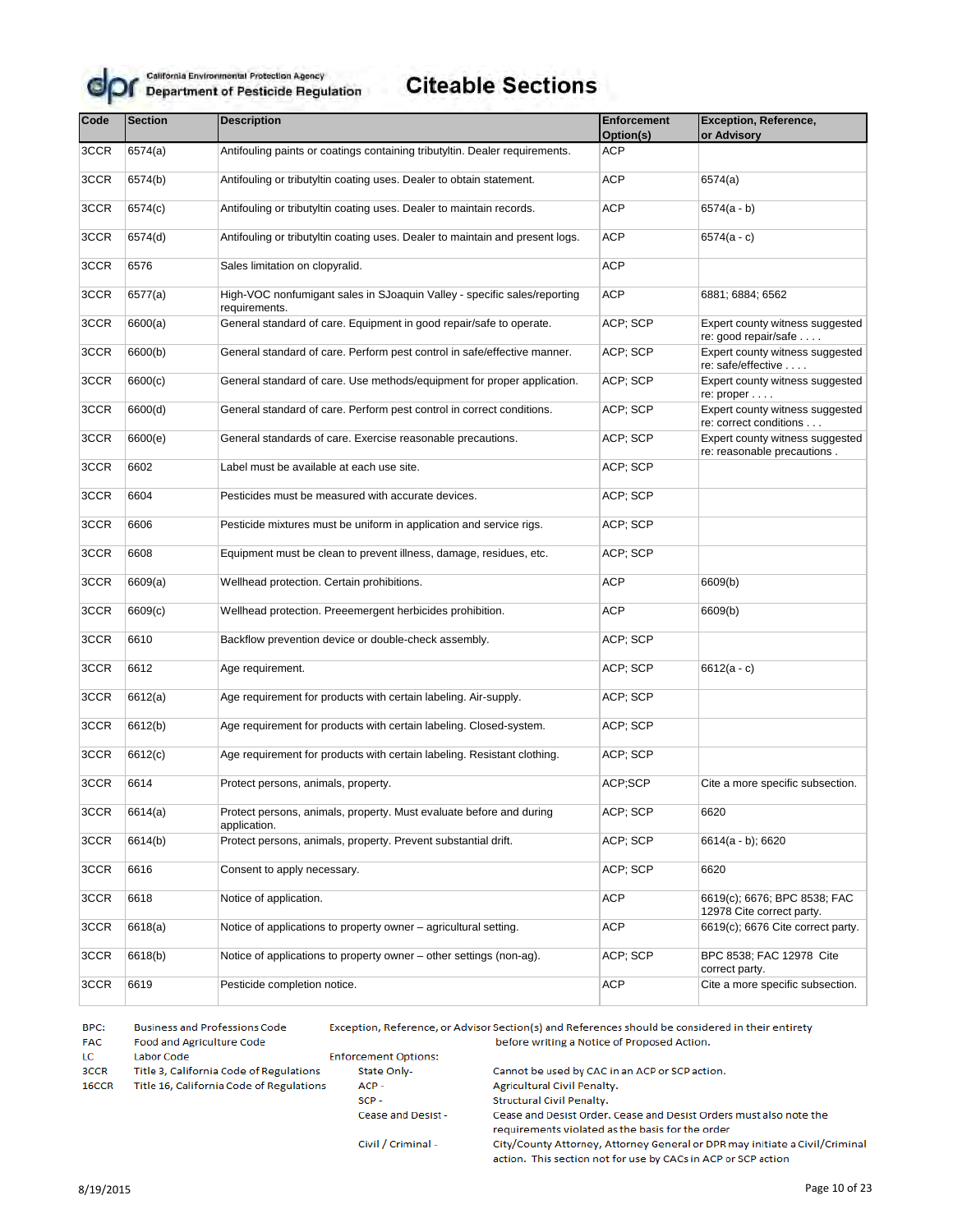# Citeable Sections

California Environmental Protection Agency
Department of Pesticide Regulation

| Code | Section | Description | Enforcement Option(s) | Exception, Reference, or Advisory |
|---|---|---|---|---|
| 3CCR | 6574(a) | Antifouling paints or coatings containing tributyltin. Dealer requirements. | ACP | |
| 3CCR | 6574(b) | Antifouling or tributyltin coating uses. Dealer to obtain statement. | ACP | 6574(a) |
| 3CCR | 6574(c) | Antifouling or tributyltin coating uses. Dealer to maintain records. | ACP | 6574(a - b) |
| 3CCR | 6574(d) | Antifouling or tributyltin coating uses. Dealer to maintain and present logs. | ACP | 6574(a - c) |
| 3CCR | 6576 | Sales limitation on clopyralid. | ACP | |
| 3CCR | 6577(a) | High-VOC nonfumigant sales in SJoaquin Valley - specific sales/reporting requirements. | ACP | 6881; 6884; 6562 |
| 3CCR | 6600(a) | General standard of care. Equipment in good repair/safe to operate. | ACP; SCP | Expert county witness suggested re: good repair/safe . . . . |
| 3CCR | 6600(b) | General standard of care. Perform pest control in safe/effective manner. | ACP; SCP | Expert county witness suggested re: safe/effective . . . . |
| 3CCR | 6600(c) | General standard of care. Use methods/equipment for proper application. | ACP; SCP | Expert county witness suggested re: proper . . . . |
| 3CCR | 6600(d) | General standard of care. Perform pest control in correct conditions. | ACP; SCP | Expert county witness suggested re: correct conditions . . . |
| 3CCR | 6600(e) | General standards of care. Exercise reasonable precautions. | ACP; SCP | Expert county witness suggested re: reasonable precautions . |
| 3CCR | 6602 | Label must be available at each use site. | ACP; SCP | |
| 3CCR | 6604 | Pesticides must be measured with accurate devices. | ACP; SCP | |
| 3CCR | 6606 | Pesticide mixtures must be uniform in application and service rigs. | ACP; SCP | |
| 3CCR | 6608 | Equipment must be clean to prevent illness, damage, residues, etc. | ACP; SCP | |
| 3CCR | 6609(a) | Wellhead protection. Certain prohibitions. | ACP | 6609(b) |
| 3CCR | 6609(c) | Wellhead protection. Preeemergent herbicides prohibition. | ACP | 6609(b) |
| 3CCR | 6610 | Backflow prevention device or double-check assembly. | ACP; SCP | |
| 3CCR | 6612 | Age requirement. | ACP; SCP | 6612(a - c) |
| 3CCR | 6612(a) | Age requirement for products with certain labeling. Air-supply. | ACP; SCP | |
| 3CCR | 6612(b) | Age requirement for products with certain labeling. Closed-system. | ACP; SCP | |
| 3CCR | 6612(c) | Age requirement for products with certain labeling. Resistant clothing. | ACP; SCP | |
| 3CCR | 6614 | Protect persons, animals, property. | ACP;SCP | Cite a more specific subsection. |
| 3CCR | 6614(a) | Protect persons, animals, property. Must evaluate before and during application. | ACP; SCP | 6620 |
| 3CCR | 6614(b) | Protect persons, animals, property. Prevent substantial drift. | ACP; SCP | 6614(a - b); 6620 |
| 3CCR | 6616 | Consent to apply necessary. | ACP; SCP | 6620 |
| 3CCR | 6618 | Notice of application. | ACP | 6619(c); 6676; BPC 8538; FAC 12978 Cite correct party. |
| 3CCR | 6618(a) | Notice of applications to property owner – agricultural setting. | ACP | 6619(c); 6676 Cite correct party. |
| 3CCR | 6618(b) | Notice of applications to property owner – other settings (non-ag). | ACP; SCP | BPC 8538; FAC 12978 Cite correct party. |
| 3CCR | 6619 | Pesticide completion notice. | ACP | Cite a more specific subsection. |

BPC: Business and Professions Code
FAC: Food and Agriculture Code
LC: Labor Code
3CCR: Title 3, California Code of Regulations
16CCR: Title 16, California Code of Regulations

Exception, Reference, or Advisor Section(s) and References should be considered in their entirety before writing a Notice of Proposed Action.

Enforcement Options:

- State Only- Cannot be used by CAC in an ACP or SCP action.
- ACP - Agricultural Civil Penalty.
- SCP - Structural Civil Penalty.
- Cease and Desist - Cease and Desist Order. Cease and Desist Orders must also note the requirements violated as the basis for the order
- Civil / Criminal - City/County Attorney, Attorney General or DPR may initiate a Civil/Criminal action. This section not for use by CACs in ACP or SCP action

8/19/2015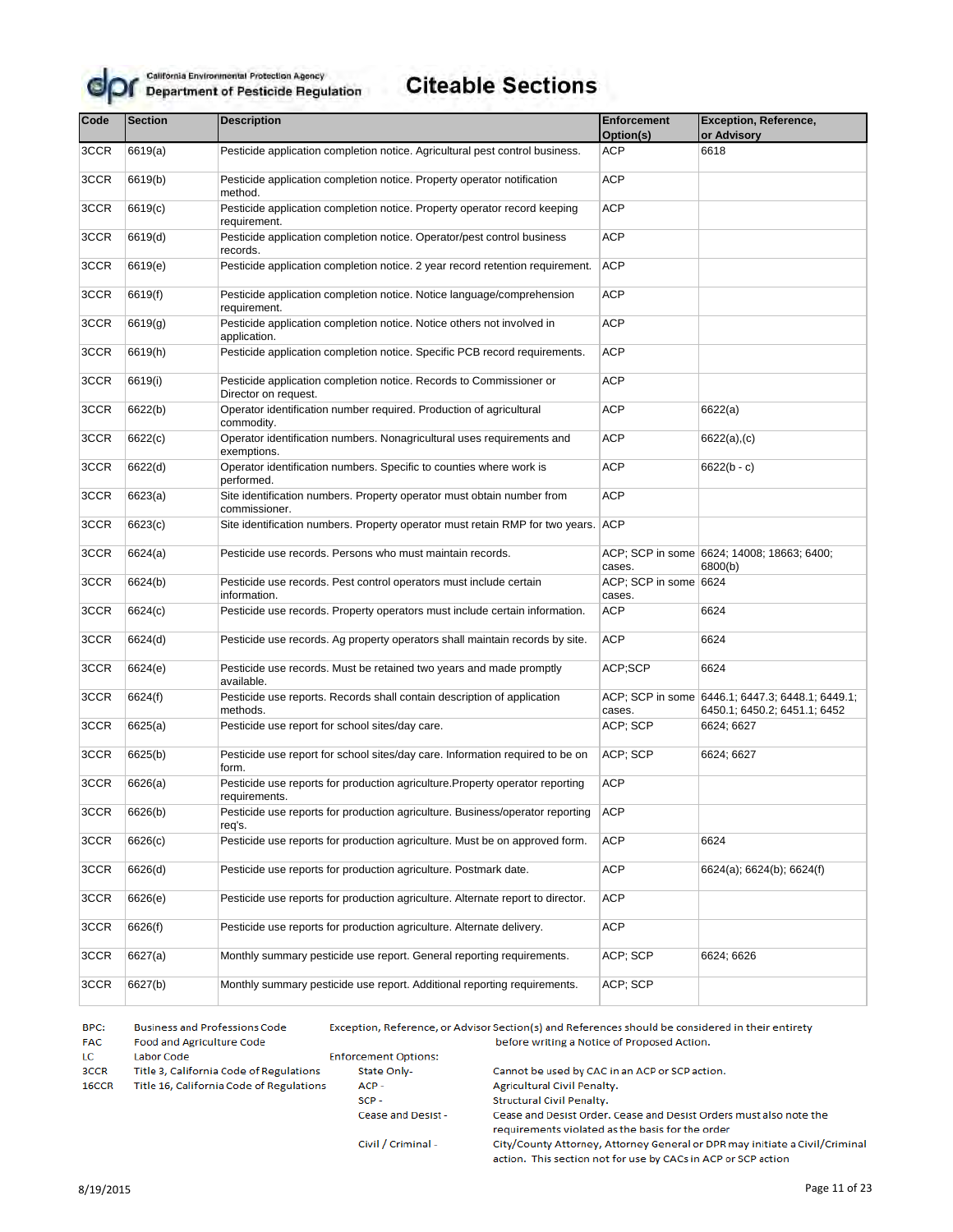California Environmental Protection Agency
Department of Pesticide Regulation

# Citeable Sections

| Code | Section | Description | Enforcement Option(s) | Exception, Reference, or Advisory |
|---|---|---|---|---|
| 3CCR | 6619(a) | Pesticide application completion notice. Agricultural pest control business. | ACP | 6618 |
| 3CCR | 6619(b) | Pesticide application completion notice. Property operator notification method. | ACP | |
| 3CCR | 6619(c) | Pesticide application completion notice. Property operator record keeping requirement. | ACP | |
| 3CCR | 6619(d) | Pesticide application completion notice. Operator/pest control business records. | ACP | |
| 3CCR | 6619(e) | Pesticide application completion notice. 2 year record retention requirement. | ACP | |
| 3CCR | 6619(f) | Pesticide application completion notice. Notice language/comprehension requirement. | ACP | |
| 3CCR | 6619(g) | Pesticide application completion notice. Notice others not involved in application. | ACP | |
| 3CCR | 6619(h) | Pesticide application completion notice. Specific PCB record requirements. | ACP | |
| 3CCR | 6619(i) | Pesticide application completion notice. Records to Commissioner or Director on request. | ACP | |
| 3CCR | 6622(b) | Operator identification number required. Production of agricultural commodity. | ACP | 6622(a) |
| 3CCR | 6622(c) | Operator identification numbers. Nonagricultural uses requirements and exemptions. | ACP | 6622(a),(c) |
| 3CCR | 6622(d) | Operator identification numbers. Specific to counties where work is performed. | ACP | 6622(b - c) |
| 3CCR | 6623(a) | Site identification numbers. Property operator must obtain number from commissioner. | ACP | |
| 3CCR | 6623(c) | Site identification numbers. Property operator must retain RMP for two years. | ACP | |
| 3CCR | 6624(a) | Pesticide use records. Persons who must maintain records. | ACP; SCP in some cases. | 6624; 14008; 18663; 6400; 6800(b) |
| 3CCR | 6624(b) | Pesticide use records. Pest control operators must include certain information. | ACP; SCP in some cases. | 6624 |
| 3CCR | 6624(c) | Pesticide use records. Property operators must include certain information. | ACP | 6624 |
| 3CCR | 6624(d) | Pesticide use records. Ag property operators shall maintain records by site. | ACP | 6624 |
| 3CCR | 6624(e) | Pesticide use records. Must be retained two years and made promptly available. | ACP;SCP | 6624 |
| 3CCR | 6624(f) | Pesticide use reports. Records shall contain description of application methods. | ACP; SCP in some cases. | 6446.1; 6447.3; 6448.1; 6449.1; 6450.1; 6450.2; 6451.1; 6452 |
| 3CCR | 6625(a) | Pesticide use report for school sites/day care. | ACP; SCP | 6624; 6627 |
| 3CCR | 6625(b) | Pesticide use report for school sites/day care. Information required to be on form. | ACP; SCP | 6624; 6627 |
| 3CCR | 6626(a) | Pesticide use reports for production agriculture.Property operator reporting requirements. | ACP | |
| 3CCR | 6626(b) | Pesticide use reports for production agriculture. Business/operator reporting req's. | ACP | |
| 3CCR | 6626(c) | Pesticide use reports for production agriculture. Must be on approved form. | ACP | 6624 |
| 3CCR | 6626(d) | Pesticide use reports for production agriculture. Postmark date. | ACP | 6624(a); 6624(b); 6624(f) |
| 3CCR | 6626(e) | Pesticide use reports for production agriculture. Alternate report to director. | ACP | |
| 3CCR | 6626(f) | Pesticide use reports for production agriculture. Alternate delivery. | ACP | |
| 3CCR | 6627(a) | Monthly summary pesticide use report. General reporting requirements. | ACP; SCP | 6624; 6626 |
| 3CCR | 6627(b) | Monthly summary pesticide use report. Additional reporting requirements. | ACP; SCP | |

BPC: Business and Professions Code
FAC: Food and Agriculture Code
LC: Labor Code
3CCR: Title 3, California Code of Regulations
16CCR: Title 16, California Code of Regulations

Exception, Reference, or Advisor Section(s) and References should be considered in their entirety before writing a Notice of Proposed Action.

Enforcement Options:
- State Only- Cannot be used by CAC in an ACP or SCP action.
- ACP - Agricultural Civil Penalty.
- SCP - Structural Civil Penalty.
- Cease and Desist - Cease and Desist Order. Cease and Desist Orders must also note the requirements violated as the basis for the order
- Civil / Criminal - City/County Attorney, Attorney General or DPR may initiate a Civil/Criminal action. This section not for use by CACs in ACP or SCP action

8/19/2015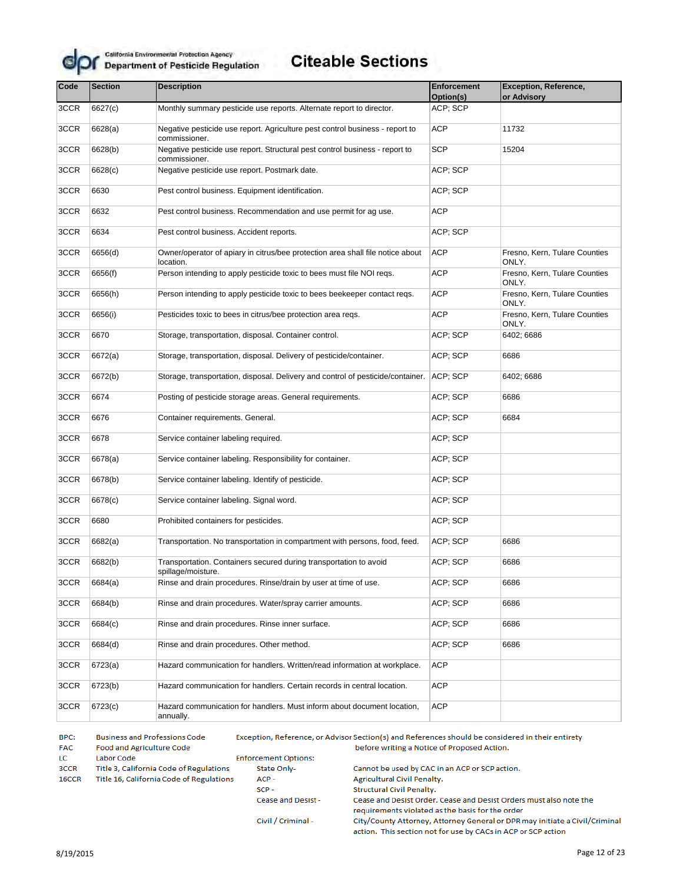California Environmental Protection Agency
Department of Pesticide Regulation

# Citeable Sections

| Code | Section | Description | Enforcement Option(s) | Exception, Reference, or Advisory |
|---|---|---|---|---|
| 3CCR | 6627(c) | Monthly summary pesticide use reports. Alternate report to director. | ACP; SCP | |
| 3CCR | 6628(a) | Negative pesticide use report. Agriculture pest control business - report to commissioner. | ACP | 11732 |
| 3CCR | 6628(b) | Negative pesticide use report. Structural pest control business - report to commissioner. | SCP | 15204 |
| 3CCR | 6628(c) | Negative pesticide use report. Postmark date. | ACP; SCP | |
| 3CCR | 6630 | Pest control business. Equipment identification. | ACP; SCP | |
| 3CCR | 6632 | Pest control business. Recommendation and use permit for ag use. | ACP | |
| 3CCR | 6634 | Pest control business. Accident reports. | ACP; SCP | |
| 3CCR | 6656(d) | Owner/operator of apiary in citrus/bee protection area shall file notice about location. | ACP | Fresno, Kern, Tulare Counties ONLY. |
| 3CCR | 6656(f) | Person intending to apply pesticide toxic to bees must file NOI reqs. | ACP | Fresno, Kern, Tulare Counties ONLY. |
| 3CCR | 6656(h) | Person intending to apply pesticide toxic to bees beekeeper contact reqs. | ACP | Fresno, Kern, Tulare Counties ONLY. |
| 3CCR | 6656(i) | Pesticides toxic to bees in citrus/bee protection area reqs. | ACP | Fresno, Kern, Tulare Counties ONLY. |
| 3CCR | 6670 | Storage, transportation, disposal. Container control. | ACP; SCP | 6402; 6686 |
| 3CCR | 6672(a) | Storage, transportation, disposal. Delivery of pesticide/container. | ACP; SCP | 6686 |
| 3CCR | 6672(b) | Storage, transportation, disposal. Delivery and control of pesticide/container. | ACP; SCP | 6402; 6686 |
| 3CCR | 6674 | Posting of pesticide storage areas. General requirements. | ACP; SCP | 6686 |
| 3CCR | 6676 | Container requirements. General. | ACP; SCP | 6684 |
| 3CCR | 6678 | Service container labeling required. | ACP; SCP | |
| 3CCR | 6678(a) | Service container labeling. Responsibility for container. | ACP; SCP | |
| 3CCR | 6678(b) | Service container labeling. Identify of pesticide. | ACP; SCP | |
| 3CCR | 6678(c) | Service container labeling. Signal word. | ACP; SCP | |
| 3CCR | 6680 | Prohibited containers for pesticides. | ACP; SCP | |
| 3CCR | 6682(a) | Transportation. No transportation in compartment with persons, food, feed. | ACP; SCP | 6686 |
| 3CCR | 6682(b) | Transportation. Containers secured during transportation to avoid spillage/moisture. | ACP; SCP | 6686 |
| 3CCR | 6684(a) | Rinse and drain procedures. Rinse/drain by user at time of use. | ACP; SCP | 6686 |
| 3CCR | 6684(b) | Rinse and drain procedures. Water/spray carrier amounts. | ACP; SCP | 6686 |
| 3CCR | 6684(c) | Rinse and drain procedures. Rinse inner surface. | ACP; SCP | 6686 |
| 3CCR | 6684(d) | Rinse and drain procedures. Other method. | ACP; SCP | 6686 |
| 3CCR | 6723(a) | Hazard communication for handlers. Written/read information at workplace. | ACP | |
| 3CCR | 6723(b) | Hazard communication for handlers. Certain records in central location. | ACP | |
| 3CCR | 6723(c) | Hazard communication for handlers. Must inform about document location, annually. | ACP | |

BPC: Business and Professions Code
FAC: Food and Agriculture Code
LC: Labor Code
3CCR: Title 3, California Code of Regulations
16CCR: Title 16, California Code of Regulations

Exception, Reference, or Advisor Section(s) and References should be considered in their entirety before writing a Notice of Proposed Action.

Enforcement Options:

- State Only- Cannot be used by CAC in an ACP or SCP action.
- ACP - Agricultural Civil Penalty.
- SCP - Structural Civil Penalty.
- Cease and Desist - Cease and Desist Order. Cease and Desist Orders must also note the requirements violated as the basis for the order
- Civil / Criminal - City/County Attorney, Attorney General or DPR may initiate a Civil/Criminal action. This section not for use by CACs in ACP or SCP action

8/19/2015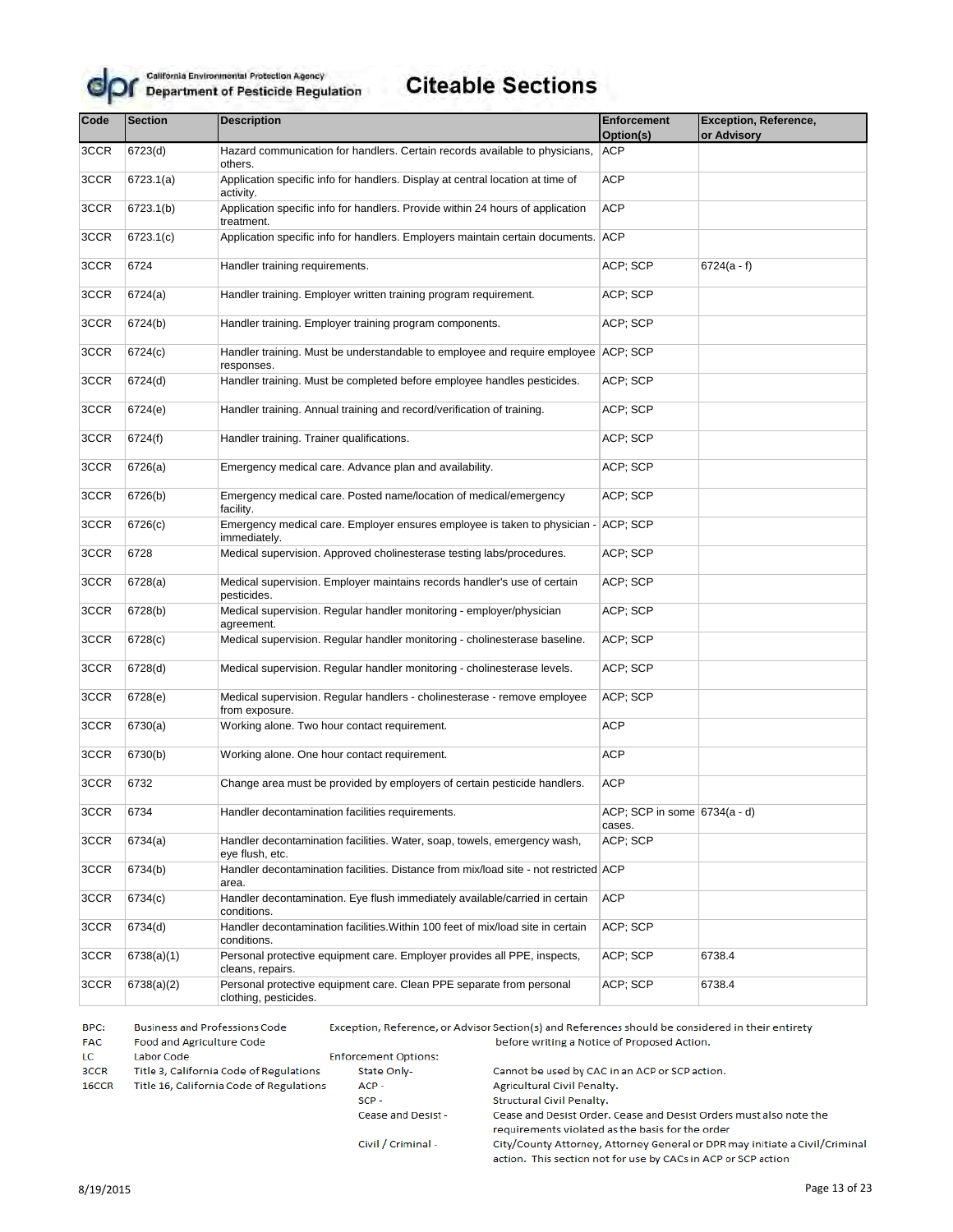# Citeable Sections

California Environmental Protection Agency
Department of Pesticide Regulation

| Code | Section | Description | Enforcement Option(s) | Exception, Reference, or Advisory |
|---|---|---|---|---|
| 3CCR | 6723(d) | Hazard communication for handlers. Certain records available to physicians, others. | ACP | |
| 3CCR | 6723.1(a) | Application specific info for handlers. Display at central location at time of activity. | ACP | |
| 3CCR | 6723.1(b) | Application specific info for handlers. Provide within 24 hours of application treatment. | ACP | |
| 3CCR | 6723.1(c) | Application specific info for handlers. Employers maintain certain documents. | ACP | |
| 3CCR | 6724 | Handler training requirements. | ACP; SCP | 6724(a - f) |
| 3CCR | 6724(a) | Handler training. Employer written training program requirement. | ACP; SCP | |
| 3CCR | 6724(b) | Handler training. Employer training program components. | ACP; SCP | |
| 3CCR | 6724(c) | Handler training. Must be understandable to employee and require employee responses. | ACP; SCP | |
| 3CCR | 6724(d) | Handler training. Must be completed before employee handles pesticides. | ACP; SCP | |
| 3CCR | 6724(e) | Handler training. Annual training and record/verification of training. | ACP; SCP | |
| 3CCR | 6724(f) | Handler training. Trainer qualifications. | ACP; SCP | |
| 3CCR | 6726(a) | Emergency medical care. Advance plan and availability. | ACP; SCP | |
| 3CCR | 6726(b) | Emergency medical care. Posted name/location of medical/emergency facility. | ACP; SCP | |
| 3CCR | 6726(c) | Emergency medical care. Employer ensures employee is taken to physician - immediately. | ACP; SCP | |
| 3CCR | 6728 | Medical supervision. Approved cholinesterase testing labs/procedures. | ACP; SCP | |
| 3CCR | 6728(a) | Medical supervision. Employer maintains records handler's use of certain pesticides. | ACP; SCP | |
| 3CCR | 6728(b) | Medical supervision. Regular handler monitoring - employer/physician agreement. | ACP; SCP | |
| 3CCR | 6728(c) | Medical supervision. Regular handler monitoring - cholinesterase baseline. | ACP; SCP | |
| 3CCR | 6728(d) | Medical supervision. Regular handler monitoring - cholinesterase levels. | ACP; SCP | |
| 3CCR | 6728(e) | Medical supervision. Regular handlers - cholinesterase - remove employee from exposure. | ACP; SCP | |
| 3CCR | 6730(a) | Working alone. Two hour contact requirement. | ACP | |
| 3CCR | 6730(b) | Working alone. One hour contact requirement. | ACP | |
| 3CCR | 6732 | Change area must be provided by employers of certain pesticide handlers. | ACP | |
| 3CCR | 6734 | Handler decontamination facilities requirements. | ACP; SCP in some cases. | 6734(a - d) |
| 3CCR | 6734(a) | Handler decontamination facilities. Water, soap, towels, emergency wash, eye flush, etc. | ACP; SCP | |
| 3CCR | 6734(b) | Handler decontamination facilities. Distance from mix/load site - not restricted area. | ACP | |
| 3CCR | 6734(c) | Handler decontamination. Eye flush immediately available/carried in certain conditions. | ACP | |
| 3CCR | 6734(d) | Handler decontamination facilities.Within 100 feet of mix/load site in certain conditions. | ACP; SCP | |
| 3CCR | 6738(a)(1) | Personal protective equipment care. Employer provides all PPE, inspects, cleans, repairs. | ACP; SCP | 6738.4 |
| 3CCR | 6738(a)(2) | Personal protective equipment care. Clean PPE separate from personal clothing, pesticides. | ACP; SCP | 6738.4 |

BPC: Business and Professions Code
FAC: Food and Agriculture Code
LC: Labor Code
3CCR: Title 3, California Code of Regulations
16CCR: Title 16, California Code of Regulations

Exception, Reference, or Advisor Section(s) and References should be considered in their entirety before writing a Notice of Proposed Action.

Enforcement Options:

- State Only- Cannot be used by CAC in an ACP or SCP action.
- ACP - Agricultural Civil Penalty.
- SCP - Structural Civil Penalty.
- Cease and Desist - Cease and Desist Order. Cease and Desist Orders must also note the requirements violated as the basis for the order
- Civil / Criminal - City/County Attorney, Attorney General or DPR may initiate a Civil/Criminal action. This section not for use by CACs in ACP or SCP action

8/19/2015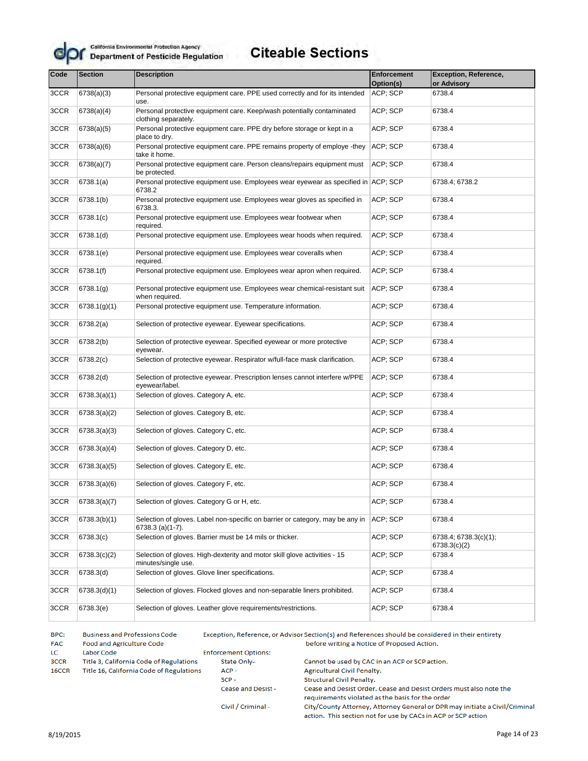# Citeable Sections

California Environmental Protection Agency
Department of Pesticide Regulation

| Code | Section | Description | Enforcement Option(s) | Exception, Reference, or Advisory |
|---|---|---|---|---|
| 3CCR | 6738(a)(3) | Personal protective equipment care. PPE used correctly and for its intended use. | ACP; SCP | 6738.4 |
| 3CCR | 6738(a)(4) | Personal protective equipment care. Keep/wash potentially contaminated clothing separately. | ACP; SCP | 6738.4 |
| 3CCR | 6738(a)(5) | Personal protective equipment care. PPE dry before storage or kept in a place to dry. | ACP; SCP | 6738.4 |
| 3CCR | 6738(a)(6) | Personal protective equipment care. PPE remains property of employe -they take it home. | ACP; SCP | 6738.4 |
| 3CCR | 6738(a)(7) | Personal protective equipment care. Person cleans/repairs equipment must be protected. | ACP; SCP | 6738.4 |
| 3CCR | 6738.1(a) | Personal protective equipment use. Employees wear eyewear as specified in 6738.2 | ACP; SCP | 6738.4; 6738.2 |
| 3CCR | 6738.1(b) | Personal protective equipment use. Employees wear gloves as specified in 6738.3. | ACP; SCP | 6738.4 |
| 3CCR | 6738.1(c) | Personal protective equipment use. Employees wear footwear when required. | ACP; SCP | 6738.4 |
| 3CCR | 6738.1(d) | Personal protective equipment use. Employees wear hoods when required. | ACP; SCP | 6738.4 |
| 3CCR | 6738.1(e) | Personal protective equipment use. Employees wear coveralls when required. | ACP; SCP | 6738.4 |
| 3CCR | 6738.1(f) | Personal protective equipment use. Employees wear apron when required. | ACP; SCP | 6738.4 |
| 3CCR | 6738.1(g) | Personal protective equipment use. Employees wear chemical-resistant suit when required. | ACP; SCP | 6738.4 |
| 3CCR | 6738.1(g)(1) | Personal protective equipment use. Temperature information. | ACP; SCP | 6738.4 |
| 3CCR | 6738.2(a) | Selection of protective eyewear. Eyewear specifications. | ACP; SCP | 6738.4 |
| 3CCR | 6738.2(b) | Selection of protective eyewear. Specified eyewear or more protective eyewear. | ACP; SCP | 6738.4 |
| 3CCR | 6738.2(c) | Selection of protective eyewear. Respirator w/full-face mask clarification. | ACP; SCP | 6738.4 |
| 3CCR | 6738.2(d) | Selection of protective eyewear. Prescription lenses cannot interfere w/PPE eyewear/label. | ACP; SCP | 6738.4 |
| 3CCR | 6738.3(a)(1) | Selection of gloves. Category A, etc. | ACP; SCP | 6738.4 |
| 3CCR | 6738.3(a)(2) | Selection of gloves. Category B, etc. | ACP; SCP | 6738.4 |
| 3CCR | 6738.3(a)(3) | Selection of gloves. Category C, etc. | ACP; SCP | 6738.4 |
| 3CCR | 6738.3(a)(4) | Selection of gloves. Category D, etc. | ACP; SCP | 6738.4 |
| 3CCR | 6738.3(a)(5) | Selection of gloves. Category E, etc. | ACP; SCP | 6738.4 |
| 3CCR | 6738.3(a)(6) | Selection of gloves. Category F, etc. | ACP; SCP | 6738.4 |
| 3CCR | 6738.3(a)(7) | Selection of gloves. Category G or H, etc. | ACP; SCP | 6738.4 |
| 3CCR | 6738.3(b)(1) | Selection of gloves. Label non-specific on barrier or category, may be any in 6738.3 (a)(1-7). | ACP; SCP | 6738.4 |
| 3CCR | 6738.3(c) | Selection of gloves. Barrier must be 14 mils or thicker. | ACP; SCP | 6738.4; 6738.3(c)(1); 6738.3(c)(2) |
| 3CCR | 6738.3(c)(2) | Selection of gloves. High-dexterity and motor skill glove activities - 15 minutes/single use. | ACP; SCP | 6738.4 |
| 3CCR | 6738.3(d) | Selection of gloves. Glove liner specifications. | ACP; SCP | 6738.4 |
| 3CCR | 6738.3(d)(1) | Selection of gloves. Flocked gloves and non-separable liners prohibited. | ACP; SCP | 6738.4 |
| 3CCR | 6738.3(e) | Selection of gloves. Leather glove requirements/restrictions. | ACP; SCP | 6738.4 |

BPC: Business and Professions Code
FAC: Food and Agriculture Code
LC: Labor Code
3CCR: Title 3, California Code of Regulations
16CCR: Title 16, California Code of Regulations

Exception, Reference, or Advisor Section(s) and References should be considered in their entirety before writing a Notice of Proposed Action.

Enforcement Options:
- State Only- Cannot be used by CAC in an ACP or SCP action.
- ACP - Agricultural Civil Penalty.
- SCP - Structural Civil Penalty.
- Cease and Desist - Cease and Desist Order. Cease and Desist Orders must also note the requirements violated as the basis for the order
- Civil / Criminal - City/County Attorney, Attorney General or DPR may initiate a Civil/Criminal action. This section not for use by CACs in ACP or SCP action

8/19/2015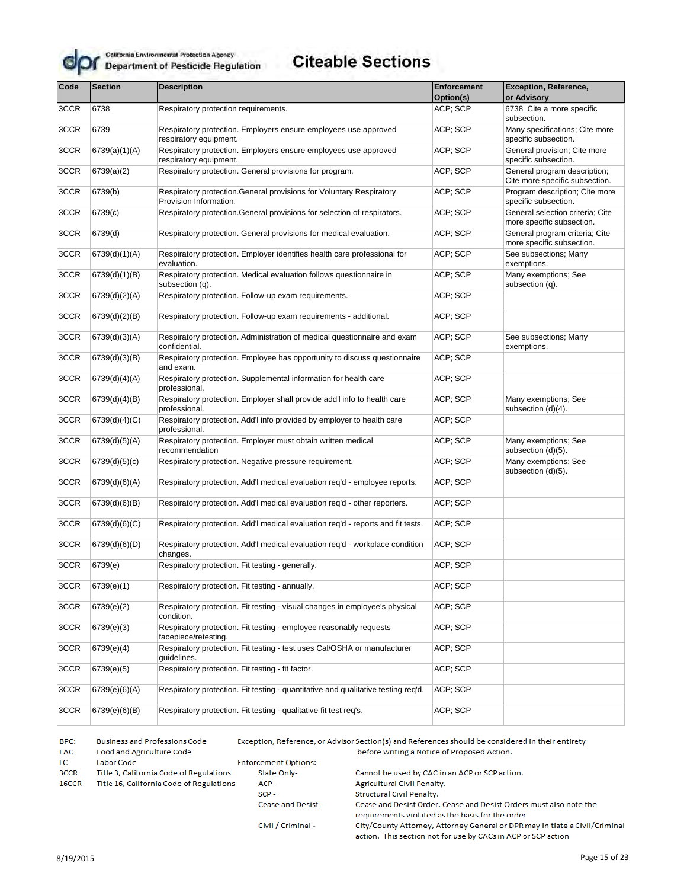California Environmental Protection Agency
Department of Pesticide Regulation

# Citeable Sections

| Code | Section | Description | Enforcement Option(s) | Exception, Reference, or Advisory |
|---|---|---|---|---|
| 3CCR | 6738 | Respiratory protection requirements. | ACP; SCP | 6738 Cite a more specific subsection. |
| 3CCR | 6739 | Respiratory protection. Employers ensure employees use approved respiratory equipment. | ACP; SCP | Many specifications; Cite more specific subsection. |
| 3CCR | 6739(a)(1)(A) | Respiratory protection. Employers ensure employees use approved respiratory equipment. | ACP; SCP | General provision; Cite more specific subsection. |
| 3CCR | 6739(a)(2) | Respiratory protection. General provisions for program. | ACP; SCP | General program description; Cite more specific subsection. |
| 3CCR | 6739(b) | Respiratory protection.General provisions for Voluntary Respiratory Provision Information. | ACP; SCP | Program description; Cite more specific subsection. |
| 3CCR | 6739(c) | Respiratory protection.General provisions for selection of respirators. | ACP; SCP | General selection criteria; Cite more specific subsection. |
| 3CCR | 6739(d) | Respiratory protection. General provisions for medical evaluation. | ACP; SCP | General program criteria; Cite more specific subsection. |
| 3CCR | 6739(d)(1)(A) | Respiratory protection. Employer identifies health care professional for evaluation. | ACP; SCP | See subsections; Many exemptions. |
| 3CCR | 6739(d)(1)(B) | Respiratory protection. Medical evaluation follows questionnaire in subsection (q). | ACP; SCP | Many exemptions; See subsection (q). |
| 3CCR | 6739(d)(2)(A) | Respiratory protection. Follow-up exam requirements. | ACP; SCP | |
| 3CCR | 6739(d)(2)(B) | Respiratory protection. Follow-up exam requirements - additional. | ACP; SCP | |
| 3CCR | 6739(d)(3)(A) | Respiratory protection. Administration of medical questionnaire and exam confidential. | ACP; SCP | See subsections; Many exemptions. |
| 3CCR | 6739(d)(3)(B) | Respiratory protection. Employee has opportunity to discuss questionnaire and exam. | ACP; SCP | |
| 3CCR | 6739(d)(4)(A) | Respiratory protection. Supplemental information for health care professional. | ACP; SCP | |
| 3CCR | 6739(d)(4)(B) | Respiratory protection. Employer shall provide add'l info to health care professional. | ACP; SCP | Many exemptions; See subsection (d)(4). |
| 3CCR | 6739(d)(4)(C) | Respiratory protection. Add'l info provided by employer to health care professional. | ACP; SCP | |
| 3CCR | 6739(d)(5)(A) | Respiratory protection. Employer must obtain written medical recommendation | ACP; SCP | Many exemptions; See subsection (d)(5). |
| 3CCR | 6739(d)(5)(c) | Respiratory protection. Negative pressure requirement. | ACP; SCP | Many exemptions; See subsection (d)(5). |
| 3CCR | 6739(d)(6)(A) | Respiratory protection. Add'l medical evaluation req'd - employee reports. | ACP; SCP | |
| 3CCR | 6739(d)(6)(B) | Respiratory protection. Add'l medical evaluation req'd - other reporters. | ACP; SCP | |
| 3CCR | 6739(d)(6)(C) | Respiratory protection. Add'l medical evaluation req'd - reports and fit tests. | ACP; SCP | |
| 3CCR | 6739(d)(6)(D) | Respiratory protection. Add'l medical evaluation req'd - workplace condition changes. | ACP; SCP | |
| 3CCR | 6739(e) | Respiratory protection. Fit testing - generally. | ACP; SCP | |
| 3CCR | 6739(e)(1) | Respiratory protection. Fit testing - annually. | ACP; SCP | |
| 3CCR | 6739(e)(2) | Respiratory protection. Fit testing - visual changes in employee's physical condition. | ACP; SCP | |
| 3CCR | 6739(e)(3) | Respiratory protection. Fit testing - employee reasonably requests facepiece/retesting. | ACP; SCP | |
| 3CCR | 6739(e)(4) | Respiratory protection. Fit testing - test uses Cal/OSHA or manufacturer guidelines. | ACP; SCP | |
| 3CCR | 6739(e)(5) | Respiratory protection. Fit testing - fit factor. | ACP; SCP | |
| 3CCR | 6739(e)(6)(A) | Respiratory protection. Fit testing - quantitative and qualitative testing req'd. | ACP; SCP | |
| 3CCR | 6739(e)(6)(B) | Respiratory protection. Fit testing - qualitative fit test req's. | ACP; SCP | |

BPC: Business and Professions Code
FAC: Food and Agriculture Code
LC: Labor Code
3CCR: Title 3, California Code of Regulations
16CCR: Title 16, California Code of Regulations

Exception, Reference, or Advisor Section(s) and References should be considered in their entirety before writing a Notice of Proposed Action.

Enforcement Options:

- State Only- Cannot be used by CAC in an ACP or SCP action.
- ACP - Agricultural Civil Penalty.
- SCP - Structural Civil Penalty.
- Cease and Desist - Cease and Desist Order. Cease and Desist Orders must also note the requirements violated as the basis for the order
- Civil / Criminal - City/County Attorney, Attorney General or DPR may initiate a Civil/Criminal action. This section not for use by CACs in ACP or SCP action

8/19/2015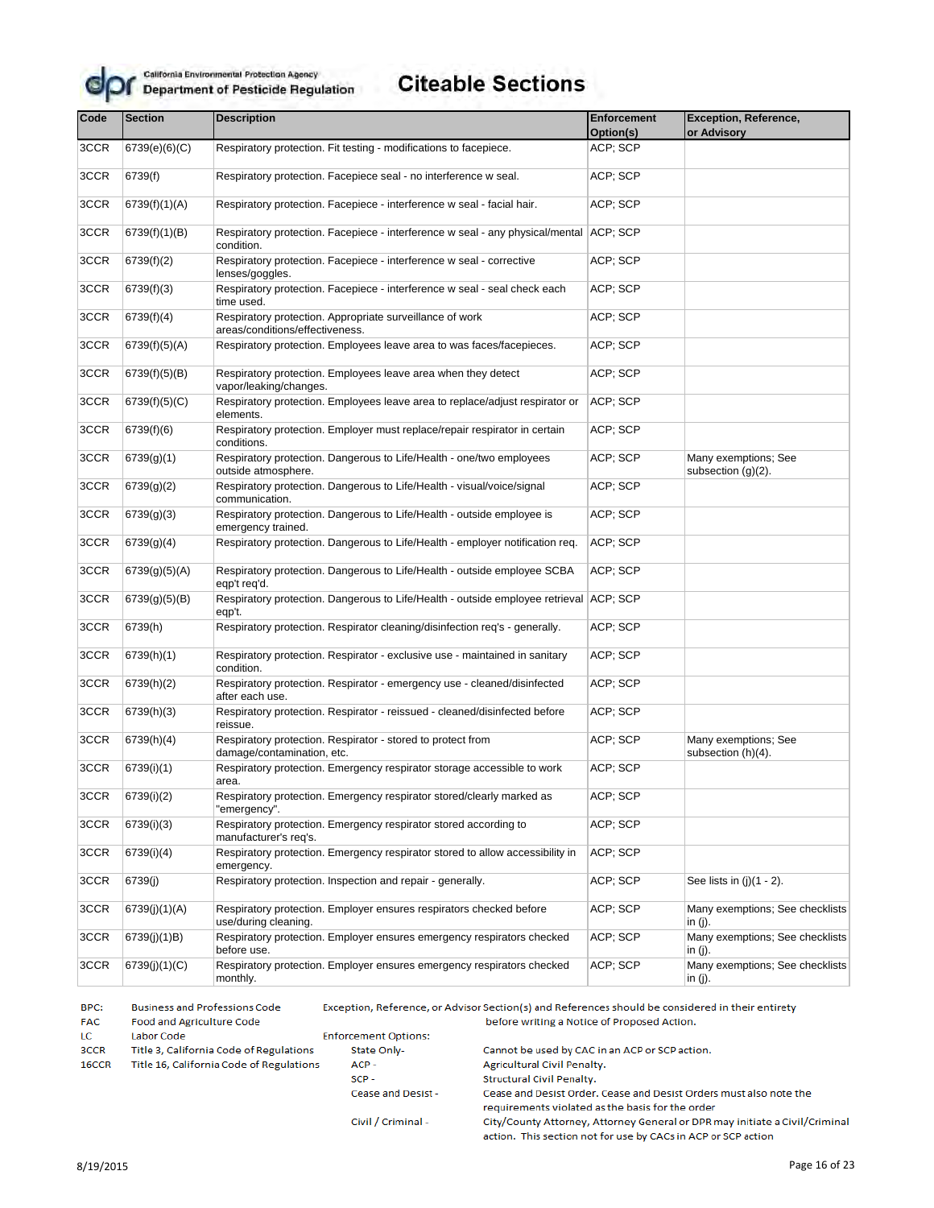# Citeable Sections

California Environmental Protection Agency
Department of Pesticide Regulation

| Code | Section | Description | Enforcement Option(s) | Exception, Reference, or Advisory |
|---|---|---|---|---|
| 3CCR | 6739(e)(6)(C) | Respiratory protection. Fit testing - modifications to facepiece. | ACP; SCP | |
| 3CCR | 6739(f) | Respiratory protection. Facepiece seal - no interference w seal. | ACP; SCP | |
| 3CCR | 6739(f)(1)(A) | Respiratory protection. Facepiece - interference w seal - facial hair. | ACP; SCP | |
| 3CCR | 6739(f)(1)(B) | Respiratory protection. Facepiece - interference w seal - any physical/mental condition. | ACP; SCP | |
| 3CCR | 6739(f)(2) | Respiratory protection. Facepiece - interference w seal - corrective lenses/goggles. | ACP; SCP | |
| 3CCR | 6739(f)(3) | Respiratory protection. Facepiece - interference w seal - seal check each time used. | ACP; SCP | |
| 3CCR | 6739(f)(4) | Respiratory protection. Appropriate surveillance of work areas/conditions/effectiveness. | ACP; SCP | |
| 3CCR | 6739(f)(5)(A) | Respiratory protection. Employees leave area to was faces/facepieces. | ACP; SCP | |
| 3CCR | 6739(f)(5)(B) | Respiratory protection. Employees leave area when they detect vapor/leaking/changes. | ACP; SCP | |
| 3CCR | 6739(f)(5)(C) | Respiratory protection. Employees leave area to replace/adjust respirator or elements. | ACP; SCP | |
| 3CCR | 6739(f)(6) | Respiratory protection. Employer must replace/repair respirator in certain conditions. | ACP; SCP | |
| 3CCR | 6739(g)(1) | Respiratory protection. Dangerous to Life/Health - one/two employees outside atmosphere. | ACP; SCP | Many exemptions; See subsection (g)(2). |
| 3CCR | 6739(g)(2) | Respiratory protection. Dangerous to Life/Health - visual/voice/signal communication. | ACP; SCP | |
| 3CCR | 6739(g)(3) | Respiratory protection. Dangerous to Life/Health - outside employee is emergency trained. | ACP; SCP | |
| 3CCR | 6739(g)(4) | Respiratory protection. Dangerous to Life/Health - employer notification req. | ACP; SCP | |
| 3CCR | 6739(g)(5)(A) | Respiratory protection. Dangerous to Life/Health - outside employee SCBA eqp't req'd. | ACP; SCP | |
| 3CCR | 6739(g)(5)(B) | Respiratory protection. Dangerous to Life/Health - outside employee retrieval eqp't. | ACP; SCP | |
| 3CCR | 6739(h) | Respiratory protection. Respirator cleaning/disinfection req's - generally. | ACP; SCP | |
| 3CCR | 6739(h)(1) | Respiratory protection. Respirator - exclusive use - maintained in sanitary condition. | ACP; SCP | |
| 3CCR | 6739(h)(2) | Respiratory protection. Respirator - emergency use - cleaned/disinfected after each use. | ACP; SCP | |
| 3CCR | 6739(h)(3) | Respiratory protection. Respirator - reissued - cleaned/disinfected before reissue. | ACP; SCP | |
| 3CCR | 6739(h)(4) | Respiratory protection. Respirator - stored to protect from damage/contamination, etc. | ACP; SCP | Many exemptions; See subsection (h)(4). |
| 3CCR | 6739(i)(1) | Respiratory protection. Emergency respirator storage accessible to work area. | ACP; SCP | |
| 3CCR | 6739(i)(2) | Respiratory protection. Emergency respirator stored/clearly marked as "emergency". | ACP; SCP | |
| 3CCR | 6739(i)(3) | Respiratory protection. Emergency respirator stored according to manufacturer's req's. | ACP; SCP | |
| 3CCR | 6739(i)(4) | Respiratory protection. Emergency respirator stored to allow accessibility in emergency. | ACP; SCP | |
| 3CCR | 6739(j) | Respiratory protection. Inspection and repair - generally. | ACP; SCP | See lists in (j)(1 - 2). |
| 3CCR | 6739(j)(1)(A) | Respiratory protection. Employer ensures respirators checked before use/during cleaning. | ACP; SCP | Many exemptions; See checklists in (j). |
| 3CCR | 6739(j)(1)B) | Respiratory protection. Employer ensures emergency respirators checked before use. | ACP; SCP | Many exemptions; See checklists in (j). |
| 3CCR | 6739(j)(1)(C) | Respiratory protection. Employer ensures emergency respirators checked monthly. | ACP; SCP | Many exemptions; See checklists in (j). |

BPC: Business and Professions Code
FAC: Food and Agriculture Code
LC: Labor Code
3CCR: Title 3, California Code of Regulations
16CCR: Title 16, California Code of Regulations

Exception, Reference, or Advisor Section(s) and References should be considered in their entirety before writing a Notice of Proposed Action.

Enforcement Options:

- State Only- Cannot be used by CAC in an ACP or SCP action.
- ACP - Agricultural Civil Penalty.
- SCP - Structural Civil Penalty.
- Cease and Desist - Cease and Desist Order. Cease and Desist Orders must also note the requirements violated as the basis for the order
- Civil / Criminal - City/County Attorney, Attorney General or DPR may initiate a Civil/Criminal action. This section not for use by CACs in ACP or SCP action

8/19/2015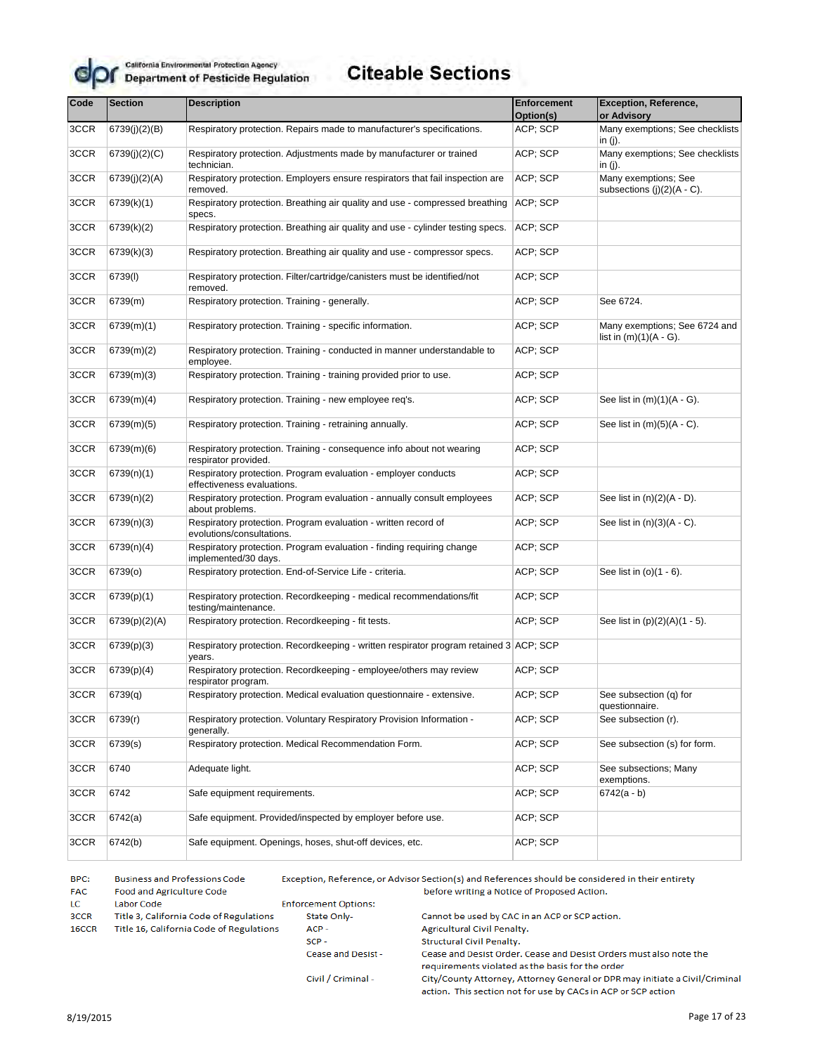# Citeable Sections

California Environmental Protection Agency
Department of Pesticide Regulation

| Code | Section | Description | Enforcement Option(s) | Exception, Reference, or Advisory |
|---|---|---|---|---|
| 3CCR | 6739(j)(2)(B) | Respiratory protection. Repairs made to manufacturer's specifications. | ACP; SCP | Many exemptions; See checklists in (j). |
| 3CCR | 6739(j)(2)(C) | Respiratory protection. Adjustments made by manufacturer or trained technician. | ACP; SCP | Many exemptions; See checklists in (j). |
| 3CCR | 6739(j)(2)(A) | Respiratory protection. Employers ensure respirators that fail inspection are removed. | ACP; SCP | Many exemptions; See subsections (j)(2)(A - C). |
| 3CCR | 6739(k)(1) | Respiratory protection. Breathing air quality and use - compressed breathing specs. | ACP; SCP | |
| 3CCR | 6739(k)(2) | Respiratory protection. Breathing air quality and use - cylinder testing specs. | ACP; SCP | |
| 3CCR | 6739(k)(3) | Respiratory protection. Breathing air quality and use - compressor specs. | ACP; SCP | |
| 3CCR | 6739(l) | Respiratory protection. Filter/cartridge/canisters must be identified/not removed. | ACP; SCP | |
| 3CCR | 6739(m) | Respiratory protection. Training - generally. | ACP; SCP | See 6724. |
| 3CCR | 6739(m)(1) | Respiratory protection. Training - specific information. | ACP; SCP | Many exemptions; See 6724 and list in (m)(1)(A - G). |
| 3CCR | 6739(m)(2) | Respiratory protection. Training - conducted in manner understandable to employee. | ACP; SCP | |
| 3CCR | 6739(m)(3) | Respiratory protection. Training - training provided prior to use. | ACP; SCP | |
| 3CCR | 6739(m)(4) | Respiratory protection. Training - new employee req's. | ACP; SCP | See list in (m)(1)(A - G). |
| 3CCR | 6739(m)(5) | Respiratory protection. Training - retraining annually. | ACP; SCP | See list in (m)(5)(A - C). |
| 3CCR | 6739(m)(6) | Respiratory protection. Training - consequence info about not wearing respirator provided. | ACP; SCP | |
| 3CCR | 6739(n)(1) | Respiratory protection. Program evaluation - employer conducts effectiveness evaluations. | ACP; SCP | |
| 3CCR | 6739(n)(2) | Respiratory protection. Program evaluation - annually consult employees about problems. | ACP; SCP | See list in (n)(2)(A - D). |
| 3CCR | 6739(n)(3) | Respiratory protection. Program evaluation - written record of evolutions/consultations. | ACP; SCP | See list in (n)(3)(A - C). |
| 3CCR | 6739(n)(4) | Respiratory protection. Program evaluation - finding requiring change implemented/30 days. | ACP; SCP | |
| 3CCR | 6739(o) | Respiratory protection. End-of-Service Life - criteria. | ACP; SCP | See list in (o)(1 - 6). |
| 3CCR | 6739(p)(1) | Respiratory protection. Recordkeeping - medical recommendations/fit testing/maintenance. | ACP; SCP | |
| 3CCR | 6739(p)(2)(A) | Respiratory protection. Recordkeeping - fit tests. | ACP; SCP | See list in (p)(2)(A)(1 - 5). |
| 3CCR | 6739(p)(3) | Respiratory protection. Recordkeeping - written respirator program retained 3 years. | ACP; SCP | |
| 3CCR | 6739(p)(4) | Respiratory protection. Recordkeeping - employee/others may review respirator program. | ACP; SCP | |
| 3CCR | 6739(q) | Respiratory protection. Medical evaluation questionnaire - extensive. | ACP; SCP | See subsection (q) for questionnaire. |
| 3CCR | 6739(r) | Respiratory protection. Voluntary Respiratory Provision Information - generally. | ACP; SCP | See subsection (r). |
| 3CCR | 6739(s) | Respiratory protection. Medical Recommendation Form. | ACP; SCP | See subsection (s) for form. |
| 3CCR | 6740 | Adequate light. | ACP; SCP | See subsections; Many exemptions. |
| 3CCR | 6742 | Safe equipment requirements. | ACP; SCP | 6742(a - b) |
| 3CCR | 6742(a) | Safe equipment. Provided/inspected by employer before use. | ACP; SCP | |
| 3CCR | 6742(b) | Safe equipment. Openings, hoses, shut-off devices, etc. | ACP; SCP | |

BPC: Business and Professions Code
FAC: Food and Agriculture Code
LC: Labor Code
3CCR: Title 3, California Code of Regulations
16CCR: Title 16, California Code of Regulations

Exception, Reference, or Advisor Section(s) and References should be considered in their entirety before writing a Notice of Proposed Action.

Enforcement Options:
- State Only- Cannot be used by CAC in an ACP or SCP action.
- ACP - Agricultural Civil Penalty.
- SCP - Structural Civil Penalty.
- Cease and Desist - Cease and Desist Order. Cease and Desist Orders must also note the requirements violated as the basis for the order
- Civil / Criminal - City/County Attorney, Attorney General or DPR may initiate a Civil/Criminal action. This section not for use by CACs in ACP or SCP action

8/19/2015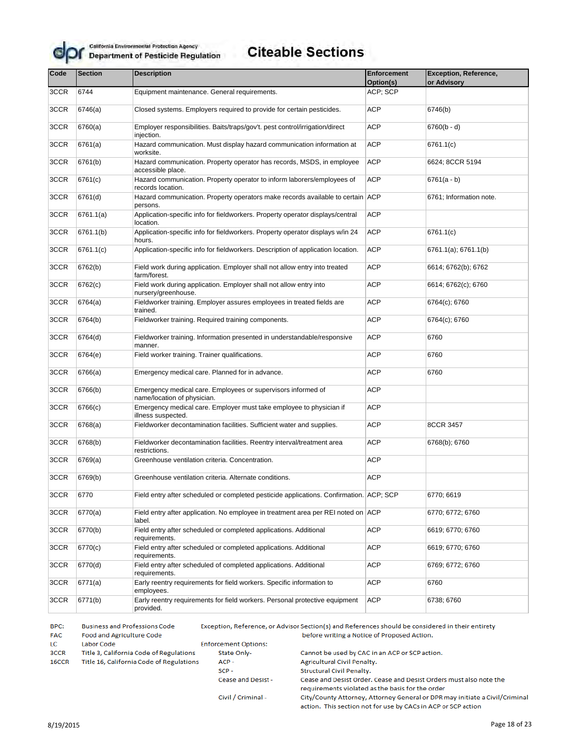California Environmental Protection Agency
Department of Pesticide Regulation

# Citeable Sections

| Code | Section | Description | Enforcement Option(s) | Exception, Reference, or Advisory |
|---|---|---|---|---|
| 3CCR | 6744 | Equipment maintenance. General requirements. | ACP; SCP | |
| 3CCR | 6746(a) | Closed systems. Employers required to provide for certain pesticides. | ACP | 6746(b) |
| 3CCR | 6760(a) | Employer responsibilities. Baits/traps/gov't. pest control/irrigation/direct injection. | ACP | 6760(b - d) |
| 3CCR | 6761(a) | Hazard communication. Must display hazard communication information at worksite. | ACP | 6761.1(c) |
| 3CCR | 6761(b) | Hazard communication. Property operator has records, MSDS, in employee accessible place. | ACP | 6624; 8CCR 5194 |
| 3CCR | 6761(c) | Hazard communication. Property operator to inform laborers/employees of records location. | ACP | 6761(a - b) |
| 3CCR | 6761(d) | Hazard communication. Property operators make records available to certain persons. | ACP | 6761; Information note. |
| 3CCR | 6761.1(a) | Application-specific info for fieldworkers. Property operator displays/central location. | ACP | |
| 3CCR | 6761.1(b) | Application-specific info for fieldworkers. Property operator displays w/in 24 hours. | ACP | 6761.1(c) |
| 3CCR | 6761.1(c) | Application-specific info for fieldworkers. Description of application location. | ACP | 6761.1(a); 6761.1(b) |
| 3CCR | 6762(b) | Field work during application. Employer shall not allow entry into treated farm/forest. | ACP | 6614; 6762(b); 6762 |
| 3CCR | 6762(c) | Field work during application. Employer shall not allow entry into nursery/greenhouse. | ACP | 6614; 6762(c); 6760 |
| 3CCR | 6764(a) | Fieldworker training. Employer assures employees in treated fields are trained. | ACP | 6764(c); 6760 |
| 3CCR | 6764(b) | Fieldworker training. Required training components. | ACP | 6764(c); 6760 |
| 3CCR | 6764(d) | Fieldworker training. Information presented in understandable/responsive manner. | ACP | 6760 |
| 3CCR | 6764(e) | Field worker training. Trainer qualifications. | ACP | 6760 |
| 3CCR | 6766(a) | Emergency medical care. Planned for in advance. | ACP | 6760 |
| 3CCR | 6766(b) | Emergency medical care. Employees or supervisors informed of name/location of physician. | ACP | |
| 3CCR | 6766(c) | Emergency medical care. Employer must take employee to physician if illness suspected. | ACP | |
| 3CCR | 6768(a) | Fieldworker decontamination facilities. Sufficient water and supplies. | ACP | 8CCR 3457 |
| 3CCR | 6768(b) | Fieldworker decontamination facilities. Reentry interval/treatment area restrictions. | ACP | 6768(b); 6760 |
| 3CCR | 6769(a) | Greenhouse ventilation criteria. Concentration. | ACP | |
| 3CCR | 6769(b) | Greenhouse ventilation criteria. Alternate conditions. | ACP | |
| 3CCR | 6770 | Field entry after scheduled or completed pesticide applications. Confirmation. | ACP; SCP | 6770; 6619 |
| 3CCR | 6770(a) | Field entry after application. No employee in treatment area per REI noted on label. | ACP | 6770; 6772; 6760 |
| 3CCR | 6770(b) | Field entry after scheduled or completed applications. Additional requirements. | ACP | 6619; 6770; 6760 |
| 3CCR | 6770(c) | Field entry after scheduled or completed applications. Additional requirements. | ACP | 6619; 6770; 6760 |
| 3CCR | 6770(d) | Field entry after scheduled of completed applications. Additional requirements. | ACP | 6769; 6772; 6760 |
| 3CCR | 6771(a) | Early reentry requirements for field workers. Specific information to employees. | ACP | 6760 |
| 3CCR | 6771(b) | Early reentry requirements for field workers. Personal protective equipment provided. | ACP | 6738; 6760 |

BPC: Business and Professions Code
FAC: Food and Agriculture Code
LC: Labor Code
3CCR: Title 3, California Code of Regulations
16CCR: Title 16, California Code of Regulations

Exception, Reference, or Advisor Section(s) and References should be considered in their entirety before writing a Notice of Proposed Action.

Enforcement Options:

- State Only- Cannot be used by CAC in an ACP or SCP action.
- ACP - Agricultural Civil Penalty.
- SCP - Structural Civil Penalty.
- Cease and Desist - Cease and Desist Order. Cease and Desist Orders must also note the requirements violated as the basis for the order
- Civil / Criminal - City/County Attorney, Attorney General or DPR may initiate a Civil/Criminal action. This section not for use by CACs in ACP or SCP action

8/19/2015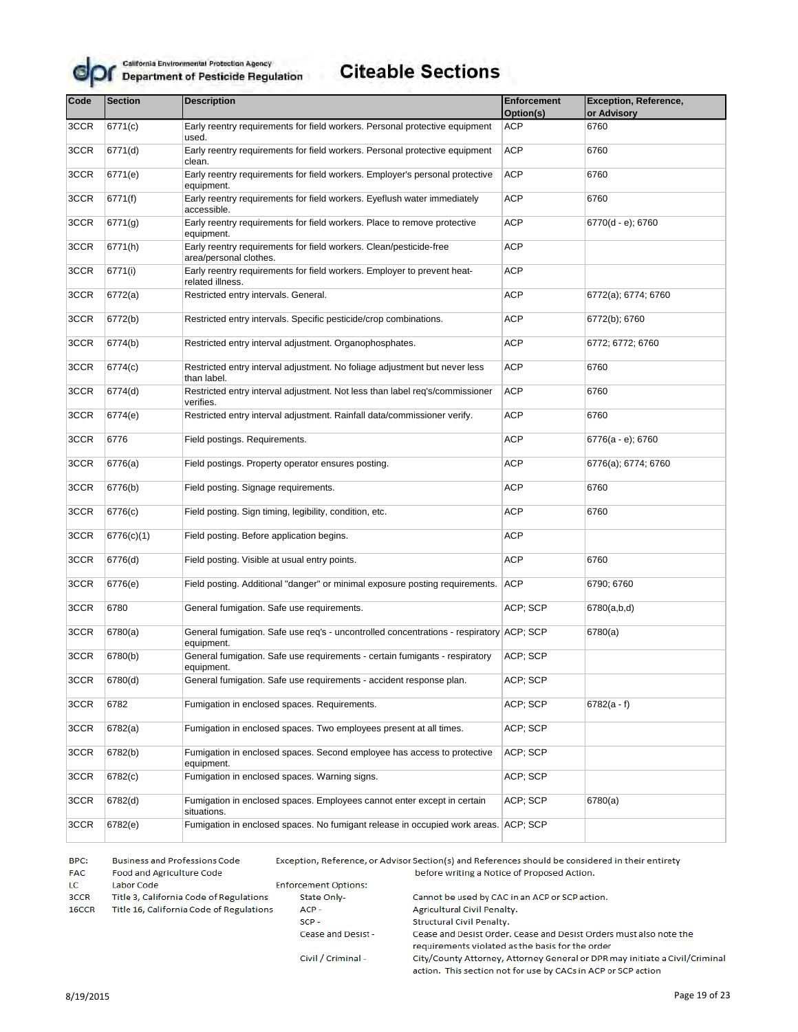California Environmental Protection Agency
Department of Pesticide Regulation

# Citeable Sections

| Code | Section | Description | Enforcement Option(s) | Exception, Reference, or Advisory |
|---|---|---|---|---|
| 3CCR | 6771(c) | Early reentry requirements for field workers. Personal protective equipment used. | ACP | 6760 |
| 3CCR | 6771(d) | Early reentry requirements for field workers. Personal protective equipment clean. | ACP | 6760 |
| 3CCR | 6771(e) | Early reentry requirements for field workers. Employer's personal protective equipment. | ACP | 6760 |
| 3CCR | 6771(f) | Early reentry requirements for field workers. Eyeflush water immediately accessible. | ACP | 6760 |
| 3CCR | 6771(g) | Early reentry requirements for field workers. Place to remove protective equipment. | ACP | 6770(d - e); 6760 |
| 3CCR | 6771(h) | Early reentry requirements for field workers. Clean/pesticide-free area/personal clothes. | ACP | |
| 3CCR | 6771(i) | Early reentry requirements for field workers. Employer to prevent heat-related illness. | ACP | |
| 3CCR | 6772(a) | Restricted entry intervals. General. | ACP | 6772(a); 6774; 6760 |
| 3CCR | 6772(b) | Restricted entry intervals. Specific pesticide/crop combinations. | ACP | 6772(b); 6760 |
| 3CCR | 6774(b) | Restricted entry interval adjustment. Organophosphates. | ACP | 6772; 6772; 6760 |
| 3CCR | 6774(c) | Restricted entry interval adjustment. No foliage adjustment but never less than label. | ACP | 6760 |
| 3CCR | 6774(d) | Restricted entry interval adjustment. Not less than label req's/commissioner verifies. | ACP | 6760 |
| 3CCR | 6774(e) | Restricted entry interval adjustment. Rainfall data/commissioner verify. | ACP | 6760 |
| 3CCR | 6776 | Field postings. Requirements. | ACP | 6776(a - e); 6760 |
| 3CCR | 6776(a) | Field postings. Property operator ensures posting. | ACP | 6776(a); 6774; 6760 |
| 3CCR | 6776(b) | Field posting. Signage requirements. | ACP | 6760 |
| 3CCR | 6776(c) | Field posting. Sign timing, legibility, condition, etc. | ACP | 6760 |
| 3CCR | 6776(c)(1) | Field posting. Before application begins. | ACP | |
| 3CCR | 6776(d) | Field posting. Visible at usual entry points. | ACP | 6760 |
| 3CCR | 6776(e) | Field posting. Additional "danger" or minimal exposure posting requirements. | ACP | 6790; 6760 |
| 3CCR | 6780 | General fumigation. Safe use requirements. | ACP; SCP | 6780(a,b,d) |
| 3CCR | 6780(a) | General fumigation. Safe use req's - uncontrolled concentrations - respiratory equipment. | ACP; SCP | 6780(a) |
| 3CCR | 6780(b) | General fumigation. Safe use requirements - certain fumigants - respiratory equipment. | ACP; SCP | |
| 3CCR | 6780(d) | General fumigation. Safe use requirements - accident response plan. | ACP; SCP | |
| 3CCR | 6782 | Fumigation in enclosed spaces. Requirements. | ACP; SCP | 6782(a - f) |
| 3CCR | 6782(a) | Fumigation in enclosed spaces. Two employees present at all times. | ACP; SCP | |
| 3CCR | 6782(b) | Fumigation in enclosed spaces. Second employee has access to protective equipment. | ACP; SCP | |
| 3CCR | 6782(c) | Fumigation in enclosed spaces. Warning signs. | ACP; SCP | |
| 3CCR | 6782(d) | Fumigation in enclosed spaces. Employees cannot enter except in certain situations. | ACP; SCP | 6780(a) |
| 3CCR | 6782(e) | Fumigation in enclosed spaces. No fumigant release in occupied work areas. | ACP; SCP | |

BPC: Business and Professions Code
FAC: Food and Agriculture Code
LC: Labor Code
3CCR: Title 3, California Code of Regulations
16CCR: Title 16, California Code of Regulations

Exception, Reference, or Advisor Section(s) and References should be considered in their entirety before writing a Notice of Proposed Action.

Enforcement Options:

- State Only- Cannot be used by CAC in an ACP or SCP action.
- ACP - Agricultural Civil Penalty.
- SCP - Structural Civil Penalty.
- Cease and Desist - Cease and Desist Order. Cease and Desist Orders must also note the requirements violated as the basis for the order
- Civil / Criminal - City/County Attorney, Attorney General or DPR may initiate a Civil/Criminal action. This section not for use by CACs in ACP or SCP action

8/19/2015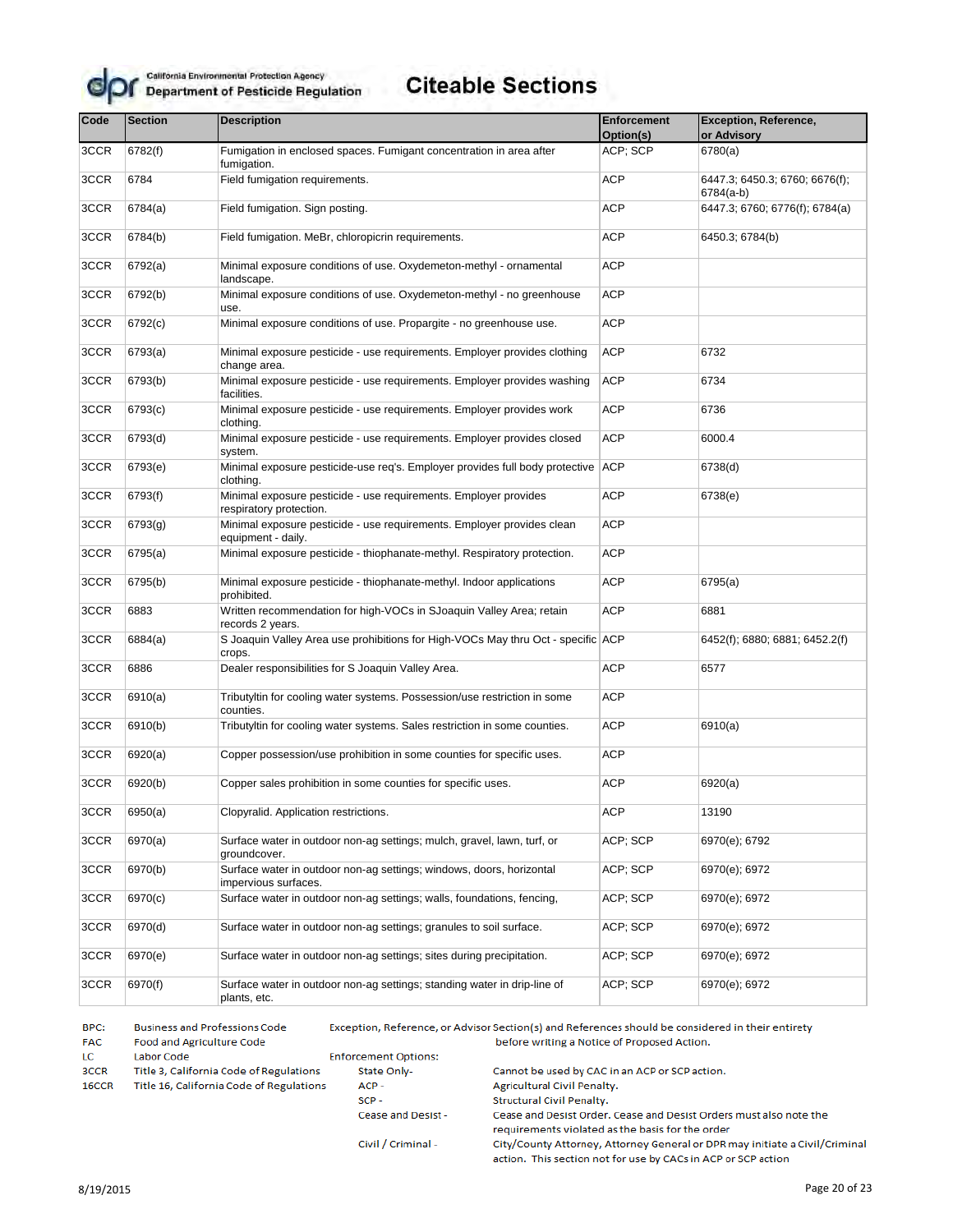# Citeable Sections

California Environmental Protection Agency
Department of Pesticide Regulation

| Code | Section | Description | Enforcement Option(s) | Exception, Reference, or Advisory |
|---|---|---|---|---|
| 3CCR | 6782(f) | Fumigation in enclosed spaces. Fumigant concentration in area after fumigation. | ACP; SCP | 6780(a) |
| 3CCR | 6784 | Field fumigation requirements. | ACP | 6447.3; 6450.3; 6760; 6676(f); 6784(a-b) |
| 3CCR | 6784(a) | Field fumigation. Sign posting. | ACP | 6447.3; 6760; 6776(f); 6784(a) |
| 3CCR | 6784(b) | Field fumigation. MeBr, chloropicrin requirements. | ACP | 6450.3; 6784(b) |
| 3CCR | 6792(a) | Minimal exposure conditions of use. Oxydemeton-methyl - ornamental landscape. | ACP | |
| 3CCR | 6792(b) | Minimal exposure conditions of use. Oxydemeton-methyl - no greenhouse use. | ACP | |
| 3CCR | 6792(c) | Minimal exposure conditions of use. Propargite - no greenhouse use. | ACP | |
| 3CCR | 6793(a) | Minimal exposure pesticide - use requirements. Employer provides clothing change area. | ACP | 6732 |
| 3CCR | 6793(b) | Minimal exposure pesticide - use requirements. Employer provides washing facilities. | ACP | 6734 |
| 3CCR | 6793(c) | Minimal exposure pesticide - use requirements. Employer provides work clothing. | ACP | 6736 |
| 3CCR | 6793(d) | Minimal exposure pesticide - use requirements. Employer provides closed system. | ACP | 6000.4 |
| 3CCR | 6793(e) | Minimal exposure pesticide-use req's. Employer provides full body protective clothing. | ACP | 6738(d) |
| 3CCR | 6793(f) | Minimal exposure pesticide - use requirements. Employer provides respiratory protection. | ACP | 6738(e) |
| 3CCR | 6793(g) | Minimal exposure pesticide - use requirements. Employer provides clean equipment - daily. | ACP | |
| 3CCR | 6795(a) | Minimal exposure pesticide - thiophanate-methyl. Respiratory protection. | ACP | |
| 3CCR | 6795(b) | Minimal exposure pesticide - thiophanate-methyl. Indoor applications prohibited. | ACP | 6795(a) |
| 3CCR | 6883 | Written recommendation for high-VOCs in SJoaquin Valley Area; retain records 2 years. | ACP | 6881 |
| 3CCR | 6884(a) | S Joaquin Valley Area use prohibitions for High-VOCs May thru Oct - specific crops. | ACP | 6452(f); 6880; 6881; 6452.2(f) |
| 3CCR | 6886 | Dealer responsibilities for S Joaquin Valley Area. | ACP | 6577 |
| 3CCR | 6910(a) | Tributyltin for cooling water systems. Possession/use restriction in some counties. | ACP | |
| 3CCR | 6910(b) | Tributyltin for cooling water systems. Sales restriction in some counties. | ACP | 6910(a) |
| 3CCR | 6920(a) | Copper possession/use prohibition in some counties for specific uses. | ACP | |
| 3CCR | 6920(b) | Copper sales prohibition in some counties for specific uses. | ACP | 6920(a) |
| 3CCR | 6950(a) | Clopyralid. Application restrictions. | ACP | 13190 |
| 3CCR | 6970(a) | Surface water in outdoor non-ag settings; mulch, gravel, lawn, turf, or groundcover. | ACP; SCP | 6970(e); 6792 |
| 3CCR | 6970(b) | Surface water in outdoor non-ag settings; windows, doors, horizontal impervious surfaces. | ACP; SCP | 6970(e); 6972 |
| 3CCR | 6970(c) | Surface water in outdoor non-ag settings; walls, foundations, fencing, | ACP; SCP | 6970(e); 6972 |
| 3CCR | 6970(d) | Surface water in outdoor non-ag settings; granules to soil surface. | ACP; SCP | 6970(e); 6972 |
| 3CCR | 6970(e) | Surface water in outdoor non-ag settings; sites during precipitation. | ACP; SCP | 6970(e); 6972 |
| 3CCR | 6970(f) | Surface water in outdoor non-ag settings; standing water in drip-line of plants, etc. | ACP; SCP | 6970(e); 6972 |

BPC: Business and Professions Code
FAC: Food and Agriculture Code
LC: Labor Code
3CCR: Title 3, California Code of Regulations
16CCR: Title 16, California Code of Regulations

Exception, Reference, or Advisor Section(s) and References should be considered in their entirety before writing a Notice of Proposed Action.

Enforcement Options:

- State Only- Cannot be used by CAC in an ACP or SCP action.
- ACP - Agricultural Civil Penalty.
- SCP - Structural Civil Penalty.
- Cease and Desist - Cease and Desist Order. Cease and Desist Orders must also note the requirements violated as the basis for the order
- Civil / Criminal - City/County Attorney, Attorney General or DPR may initiate a Civil/Criminal action. This section not for use by CACs in ACP or SCP action

8/19/2015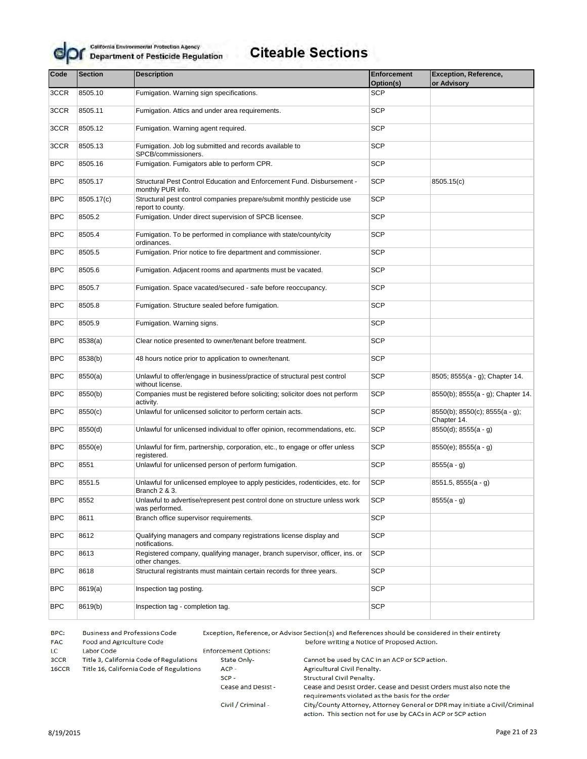# Citeable Sections

California Environmental Protection Agency
Department of Pesticide Regulation

| Code | Section | Description | Enforcement Option(s) | Exception, Reference, or Advisory |
|---|---|---|---|---|
| 3CCR | 8505.10 | Fumigation. Warning sign specifications. | SCP | |
| 3CCR | 8505.11 | Fumigation. Attics and under area requirements. | SCP | |
| 3CCR | 8505.12 | Fumigation. Warning agent required. | SCP | |
| 3CCR | 8505.13 | Fumigation. Job log submitted and records available to SPCB/commissioners. | SCP | |
| BPC | 8505.16 | Fumigation. Fumigators able to perform CPR. | SCP | |
| BPC | 8505.17 | Structural Pest Control Education and Enforcement Fund. Disbursement - monthly PUR info. | SCP | 8505.15(c) |
| BPC | 8505.17(c) | Structural pest control companies prepare/submit monthly pesticide use report to county. | SCP | |
| BPC | 8505.2 | Fumigation. Under direct supervision of SPCB licensee. | SCP | |
| BPC | 8505.4 | Fumigation. To be performed in compliance with state/county/city ordinances. | SCP | |
| BPC | 8505.5 | Fumigation. Prior notice to fire department and commissioner. | SCP | |
| BPC | 8505.6 | Fumigation. Adjacent rooms and apartments must be vacated. | SCP | |
| BPC | 8505.7 | Fumigation. Space vacated/secured - safe before reoccupancy. | SCP | |
| BPC | 8505.8 | Fumigation. Structure sealed before fumigation. | SCP | |
| BPC | 8505.9 | Fumigation. Warning signs. | SCP | |
| BPC | 8538(a) | Clear notice presented to owner/tenant before treatment. | SCP | |
| BPC | 8538(b) | 48 hours notice prior to application to owner/tenant. | SCP | |
| BPC | 8550(a) | Unlawful to offer/engage in business/practice of structural pest control without license. | SCP | 8505; 8555(a - g); Chapter 14. |
| BPC | 8550(b) | Companies must be registered before soliciting; solicitor does not perform activity. | SCP | 8550(b); 8555(a - g); Chapter 14. |
| BPC | 8550(c) | Unlawful for unlicensed solicitor to perform certain acts. | SCP | 8550(b); 8550(c); 8555(a - g); Chapter 14. |
| BPC | 8550(d) | Unlawful for unlicensed individual to offer opinion, recommendations, etc. | SCP | 8550(d); 8555(a - g) |
| BPC | 8550(e) | Unlawful for firm, partnership, corporation, etc., to engage or offer unless registered. | SCP | 8550(e); 8555(a - g) |
| BPC | 8551 | Unlawful for unlicensed person of perform fumigation. | SCP | 8555(a - g) |
| BPC | 8551.5 | Unlawful for unlicensed employee to apply pesticides, rodenticides, etc. for Branch 2 & 3. | SCP | 8551.5, 8555(a - g) |
| BPC | 8552 | Unlawful to advertise/represent pest control done on structure unless work was performed. | SCP | 8555(a - g) |
| BPC | 8611 | Branch office supervisor requirements. | SCP | |
| BPC | 8612 | Qualifying managers and company registrations license display and notifications. | SCP | |
| BPC | 8613 | Registered company, qualifying manager, branch supervisor, officer, ins. or other changes. | SCP | |
| BPC | 8618 | Structural registrants must maintain certain records for three years. | SCP | |
| BPC | 8619(a) | Inspection tag posting. | SCP | |
| BPC | 8619(b) | Inspection tag - completion tag. | SCP | |

BPC: Business and Professions Code
FAC: Food and Agriculture Code
LC: Labor Code
3CCR: Title 3, California Code of Regulations
16CCR: Title 16, California Code of Regulations

Exception, Reference, or Advisor Section(s) and References should be considered in their entirety before writing a Notice of Proposed Action.

Enforcement Options:

- State Only- Cannot be used by CAC in an ACP or SCP action.
- ACP - Agricultural Civil Penalty.
- SCP - Structural Civil Penalty.
- Cease and Desist - Cease and Desist Order. Cease and Desist Orders must also note the requirements violated as the basis for the order
- Civil / Criminal - City/County Attorney, Attorney General or DPR may initiate a Civil/Criminal action. This section not for use by CACs in ACP or SCP action

8/19/2015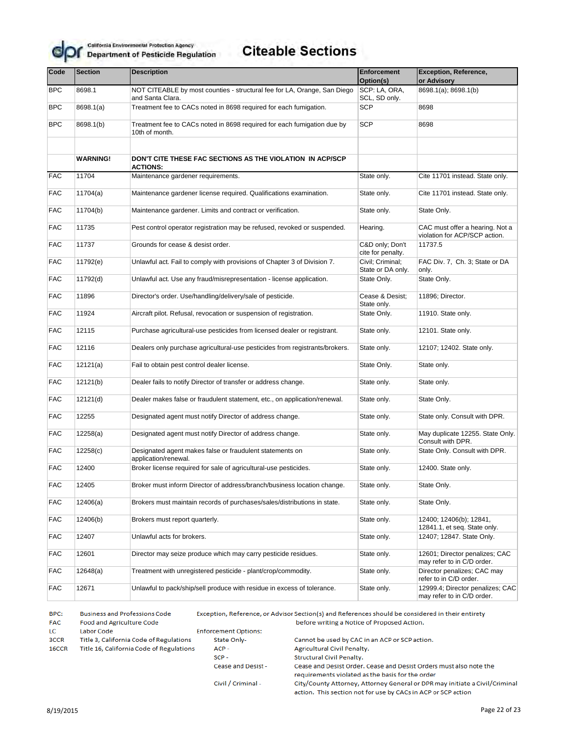California Environmental Protection Agency
Department of Pesticide Regulation

# Citeable Sections

| Code | Section | Description | Enforcement Option(s) | Exception, Reference, or Advisory |
|---|---|---|---|---|
| BPC | 8698.1 | NOT CITEABLE by most counties - structural fee for LA, Orange, San Diego and Santa Clara. | SCP: LA, ORA, SCL, SD only. | 8698.1(a); 8698.1(b) |
| BPC | 8698.1(a) | Treatment fee to CACs noted in 8698 required for each fumigation. | SCP | 8698 |
| BPC | 8698.1(b) | Treatment fee to CACs noted in 8698 required for each fumigation due by 10th of month. | SCP | 8698 |
| | | | | |
| | **WARNING!** | **DON'T CITE THESE FAC SECTIONS AS THE VIOLATION IN ACP/SCP ACTIONS:** | | |
| FAC | 11704 | Maintenance gardener requirements. | State only. | Cite 11701 instead. State only. |
| FAC | 11704(a) | Maintenance gardener license required. Qualifications examination. | State only. | Cite 11701 instead. State only. |
| FAC | 11704(b) | Maintenance gardener. Limits and contract or verification. | State only. | State Only. |
| FAC | 11735 | Pest control operator registration may be refused, revoked or suspended. | Hearing. | CAC must offer a hearing. Not a violation for ACP/SCP action. |
| FAC | 11737 | Grounds for cease & desist order. | C&D only; Don't cite for penalty. | 11737.5 |
| FAC | 11792(e) | Unlawful act. Fail to comply with provisions of Chapter 3 of Division 7. | Civil; Criminal; State or DA only. | FAC Div. 7, Ch. 3; State or DA only. |
| FAC | 11792(d) | Unlawful act. Use any fraud/misrepresentation - license application. | State Only. | State Only. |
| FAC | 11896 | Director's order. Use/handling/delivery/sale of pesticide. | Cease & Desist; State only. | 11896; Director. |
| FAC | 11924 | Aircraft pilot. Refusal, revocation or suspension of registration. | State Only. | 11910. State only. |
| FAC | 12115 | Purchase agricultural-use pesticides from licensed dealer or registrant. | State only. | 12101. State only. |
| FAC | 12116 | Dealers only purchase agricultural-use pesticides from registrants/brokers. | State only. | 12107; 12402. State only. |
| FAC | 12121(a) | Fail to obtain pest control dealer license. | State Only. | State only. |
| FAC | 12121(b) | Dealer fails to notify Director of transfer or address change. | State only. | State only. |
| FAC | 12121(d) | Dealer makes false or fraudulent statement, etc., on application/renewal. | State only. | State Only. |
| FAC | 12255 | Designated agent must notify Director of address change. | State only. | State only. Consult with DPR. |
| FAC | 12258(a) | Designated agent must notify Director of address change. | State only. | May duplicate 12255. State Only. Consult with DPR. |
| FAC | 12258(c) | Designated agent makes false or fraudulent statements on application/renewal. | State only. | State Only. Consult with DPR. |
| FAC | 12400 | Broker license required for sale of agricultural-use pesticides. | State only. | 12400. State only. |
| FAC | 12405 | Broker must inform Director of address/branch/business location change. | State only. | State Only. |
| FAC | 12406(a) | Brokers must maintain records of purchases/sales/distributions in state. | State only. | State Only. |
| FAC | 12406(b) | Brokers must report quarterly. | State only. | 12400; 12406(b); 12841, 12841.1, et seq. State only. |
| FAC | 12407 | Unlawful acts for brokers. | State only. | 12407; 12847. State Only. |
| FAC | 12601 | Director may seize produce which may carry pesticide residues. | State only. | 12601; Director penalizes; CAC may refer to in C/D order. |
| FAC | 12648(a) | Treatment with unregistered pesticide - plant/crop/commodity. | State only. | Director penalizes; CAC may refer to in C/D order. |
| FAC | 12671 | Unlawful to pack/ship/sell produce with residue in excess of tolerance. | State only. | 12999.4; Director penalizes; CAC may refer to in C/D order. |

BPC: Business and Professions Code
FAC: Food and Agriculture Code
LC: Labor Code
3CCR: Title 3, California Code of Regulations
16CCR: Title 16, California Code of Regulations

Exception, Reference, or Advisor Section(s) and References should be considered in their entirety before writing a Notice of Proposed Action.

Enforcement Options:

- State Only- Cannot be used by CAC in an ACP or SCP action.
- ACP - Agricultural Civil Penalty.
- SCP - Structural Civil Penalty.
- Cease and Desist - Cease and Desist Order. Cease and Desist Orders must also note the requirements violated as the basis for the order
- Civil / Criminal - City/County Attorney, Attorney General or DPR may initiate a Civil/Criminal action. This section not for use by CACs in ACP or SCP action

8/19/2015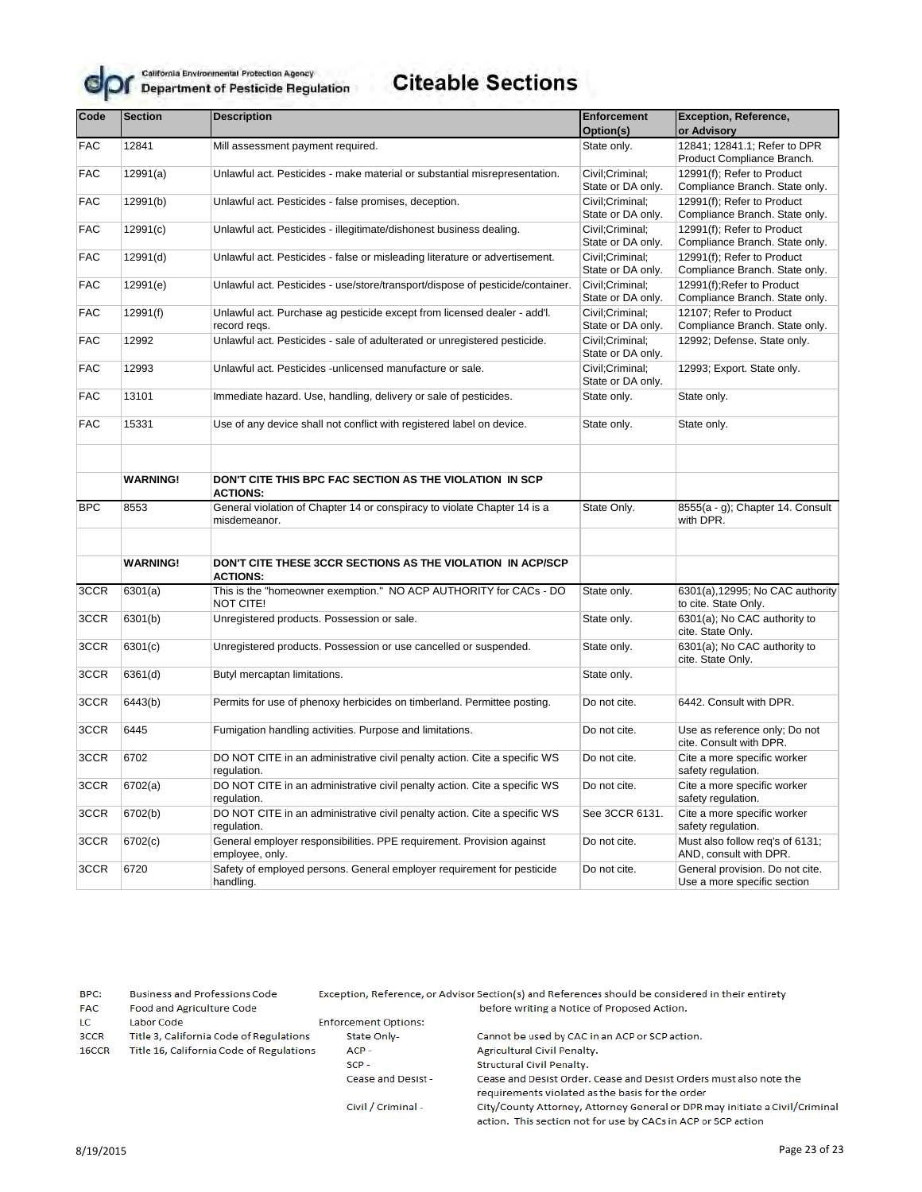California Environmental Protection Agency
Department of Pesticide Regulation

# Citeable Sections

| Code | Section | Description | Enforcement Option(s) | Exception, Reference, or Advisory |
|---|---|---|---|---|
| FAC | 12841 | Mill assessment payment required. | State only. | 12841; 12841.1; Refer to DPR Product Compliance Branch. |
| FAC | 12991(a) | Unlawful act. Pesticides - make material or substantial misrepresentation. | Civil;Criminal; State or DA only. | 12991(f); Refer to Product Compliance Branch. State only. |
| FAC | 12991(b) | Unlawful act. Pesticides - false promises, deception. | Civil;Criminal; State or DA only. | 12991(f); Refer to Product Compliance Branch. State only. |
| FAC | 12991(c) | Unlawful act. Pesticides - illegitimate/dishonest business dealing. | Civil;Criminal; State or DA only. | 12991(f); Refer to Product Compliance Branch. State only. |
| FAC | 12991(d) | Unlawful act. Pesticides - false or misleading literature or advertisement. | Civil;Criminal; State or DA only. | 12991(f); Refer to Product Compliance Branch. State only. |
| FAC | 12991(e) | Unlawful act. Pesticides - use/store/transport/dispose of pesticide/container. | Civil;Criminal; State or DA only. | 12991(f);Refer to Product Compliance Branch. State only. |
| FAC | 12991(f) | Unlawful act. Purchase ag pesticide except from licensed dealer - add'l. record reqs. | Civil;Criminal; State or DA only. | 12107; Refer to Product Compliance Branch. State only. |
| FAC | 12992 | Unlawful act. Pesticides - sale of adulterated or unregistered pesticide. | Civil;Criminal; State or DA only. | 12992; Defense. State only. |
| FAC | 12993 | Unlawful act. Pesticides -unlicensed manufacture or sale. | Civil;Criminal; State or DA only. | 12993; Export. State only. |
| FAC | 13101 | Immediate hazard. Use, handling, delivery or sale of pesticides. | State only. | State only. |
| FAC | 15331 | Use of any device shall not conflict with registered label on device. | State only. | State only. |
| | | | | |
| | **WARNING!** | **DON'T CITE THIS BPC FAC SECTION AS THE VIOLATION IN SCP ACTIONS:** | | |
| BPC | 8553 | General violation of Chapter 14 or conspiracy to violate Chapter 14 is a misdemeanor. | State Only. | 8555(a - g); Chapter 14. Consult with DPR. |
| | | | | |
| | **WARNING!** | **DON'T CITE THESE 3CCR SECTIONS AS THE VIOLATION IN ACP/SCP ACTIONS:** | | |
| 3CCR | 6301(a) | This is the "homeowner exemption." NO ACP AUTHORITY for CACs - DO NOT CITE! | State only. | 6301(a),12995; No CAC authority to cite. State Only. |
| 3CCR | 6301(b) | Unregistered products. Possession or sale. | State only. | 6301(a); No CAC authority to cite. State Only. |
| 3CCR | 6301(c) | Unregistered products. Possession or use cancelled or suspended. | State only. | 6301(a); No CAC authority to cite. State Only. |
| 3CCR | 6361(d) | Butyl mercaptan limitations. | State only. | |
| 3CCR | 6443(b) | Permits for use of phenoxy herbicides on timberland. Permittee posting. | Do not cite. | 6442. Consult with DPR. |
| 3CCR | 6445 | Fumigation handling activities. Purpose and limitations. | Do not cite. | Use as reference only; Do not cite. Consult with DPR. |
| 3CCR | 6702 | DO NOT CITE in an administrative civil penalty action. Cite a specific WS regulation. | Do not cite. | Cite a more specific worker safety regulation. |
| 3CCR | 6702(a) | DO NOT CITE in an administrative civil penalty action. Cite a specific WS regulation. | Do not cite. | Cite a more specific worker safety regulation. |
| 3CCR | 6702(b) | DO NOT CITE in an administrative civil penalty action. Cite a specific WS regulation. | See 3CCR 6131. | Cite a more specific worker safety regulation. |
| 3CCR | 6702(c) | General employer responsibilities. PPE requirement. Provision against employee, only. | Do not cite. | Must also follow req's of 6131; AND, consult with DPR. |
| 3CCR | 6720 | Safety of employed persons. General employer requirement for pesticide handling. | Do not cite. | General provision. Do not cite. Use a more specific section |

BPC: Business and Professions Code
FAC: Food and Agriculture Code
LC: Labor Code
3CCR: Title 3, California Code of Regulations
16CCR: Title 16, California Code of Regulations

Exception, Reference, or Advisor Section(s) and References should be considered in their entirety before writing a Notice of Proposed Action.

Enforcement Options:

- State Only- Cannot be used by CAC in an ACP or SCP action.
- ACP - Agricultural Civil Penalty.
- SCP - Structural Civil Penalty.
- Cease and Desist - Cease and Desist Order. Cease and Desist Orders must also note the requirements violated as the basis for the order
- Civil / Criminal - City/County Attorney, Attorney General or DPR may initiate a Civil/Criminal action. This section not for use by CACs in ACP or SCP action

8/19/2015